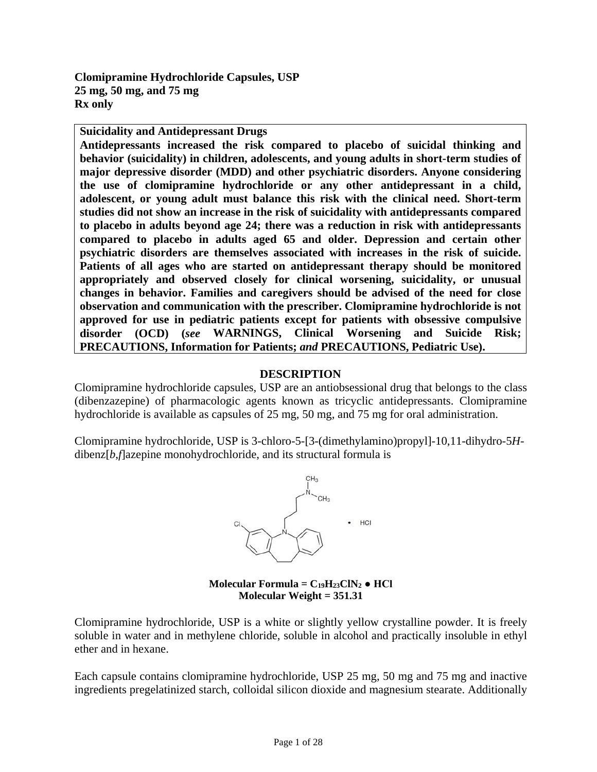**Clomipramine Hydrochloride Capsules, USP**
**25 mg, 50 mg, and 75 mg**
**Rx only**

**Suicidality and Antidepressant Drugs**
**Antidepressants increased the risk compared to placebo of suicidal thinking and behavior (suicidality) in children, adolescents, and young adults in short-term studies of major depressive disorder (MDD) and other psychiatric disorders. Anyone considering the use of clomipramine hydrochloride or any other antidepressant in a child, adolescent, or young adult must balance this risk with the clinical need. Short-term studies did not show an increase in the risk of suicidality with antidepressants compared to placebo in adults beyond age 24; there was a reduction in risk with antidepressants compared to placebo in adults aged 65 and older. Depression and certain other psychiatric disorders are themselves associated with increases in the risk of suicide. Patients of all ages who are started on antidepressant therapy should be monitored appropriately and observed closely for clinical worsening, suicidality, or unusual changes in behavior. Families and caregivers should be advised of the need for close observation and communication with the prescriber. Clomipramine hydrochloride is not approved for use in pediatric patients except for patients with obsessive compulsive disorder (OCD) (*see* WARNINGS, Clinical Worsening and Suicide Risk; PRECAUTIONS, Information for Patients; *and* PRECAUTIONS, Pediatric Use).**

## DESCRIPTION

Clomipramine hydrochloride capsules, USP are an antiobsessional drug that belongs to the class (dibenzazepine) of pharmacologic agents known as tricyclic antidepressants. Clomipramine hydrochloride is available as capsules of 25 mg, 50 mg, and 75 mg for oral administration.

Clomipramine hydrochloride, USP is 3-chloro-5-[3-(dimethylamino)propyl]-10,11-dihydro-5*H*-dibenz[*b*,*f*]azepine monohydrochloride, and its structural formula is

**Molecular Formula = $C_{19}H_{23}ClN_2$ ● HCl**
**Molecular Weight = 351.31**

Clomipramine hydrochloride, USP is a white or slightly yellow crystalline powder. It is freely soluble in water and in methylene chloride, soluble in alcohol and practically insoluble in ethyl ether and in hexane.

Each capsule contains clomipramine hydrochloride, USP 25 mg, 50 mg and 75 mg and inactive ingredients pregelatinized starch, colloidal silicon dioxide and magnesium stearate. Additionally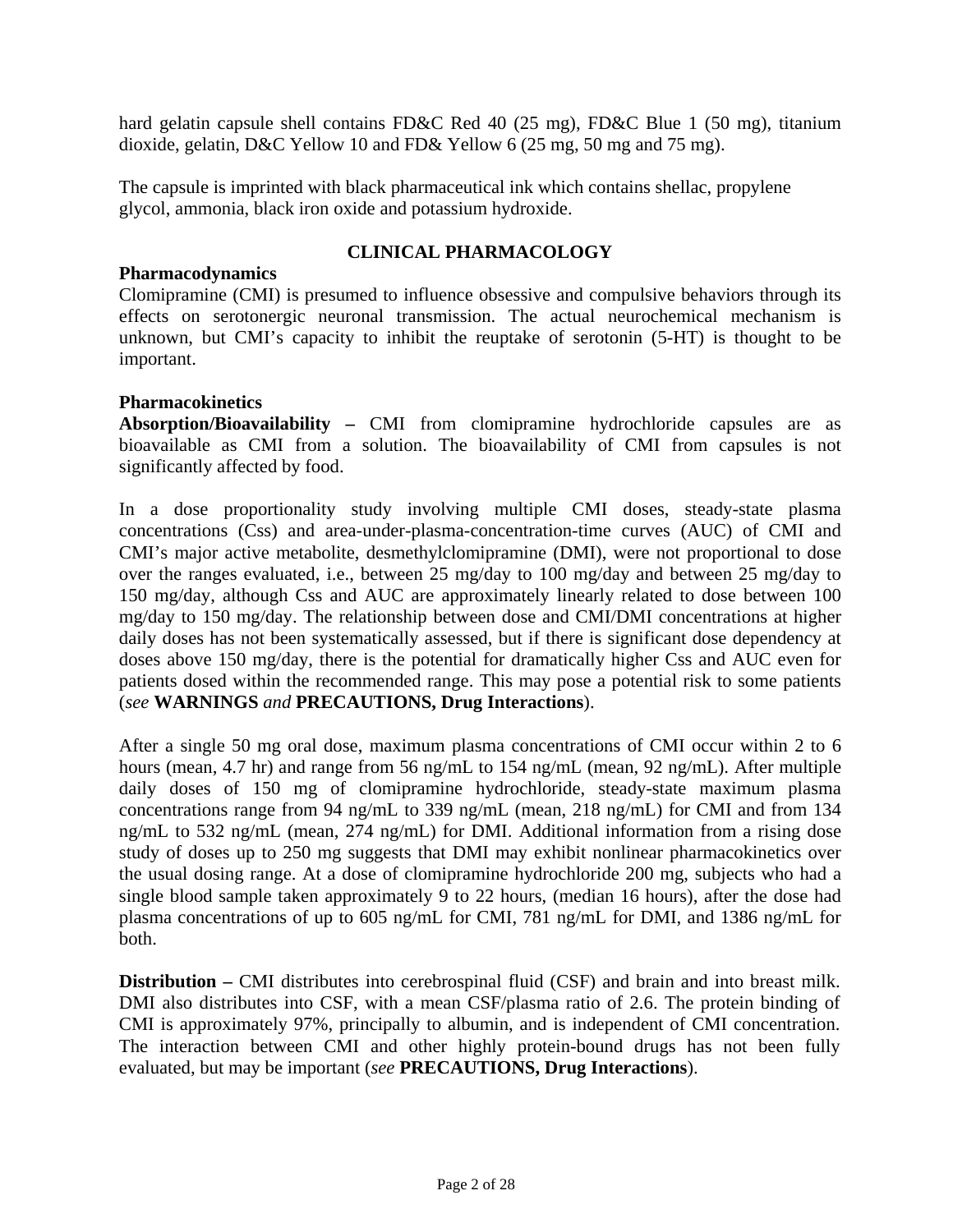hard gelatin capsule shell contains FD&C Red 40 (25 mg), FD&C Blue 1 (50 mg), titanium dioxide, gelatin, D&C Yellow 10 and FD& Yellow 6 (25 mg, 50 mg and 75 mg).

The capsule is imprinted with black pharmaceutical ink which contains shellac, propylene glycol, ammonia, black iron oxide and potassium hydroxide.

## CLINICAL PHARMACOLOGY

### Pharmacodynamics

Clomipramine (CMI) is presumed to influence obsessive and compulsive behaviors through its effects on serotonergic neuronal transmission. The actual neurochemical mechanism is unknown, but CMI's capacity to inhibit the reuptake of serotonin (5-HT) is thought to be important.

### Pharmacokinetics

**Absorption/Bioavailability –** CMI from clomipramine hydrochloride capsules are as bioavailable as CMI from a solution. The bioavailability of CMI from capsules is not significantly affected by food.

In a dose proportionality study involving multiple CMI doses, steady-state plasma concentrations (Css) and area-under-plasma-concentration-time curves (AUC) of CMI and CMI's major active metabolite, desmethylclomipramine (DMI), were not proportional to dose over the ranges evaluated, i.e., between 25 mg/day to 100 mg/day and between 25 mg/day to 150 mg/day, although Css and AUC are approximately linearly related to dose between 100 mg/day to 150 mg/day. The relationship between dose and CMI/DMI concentrations at higher daily doses has not been systematically assessed, but if there is significant dose dependency at doses above 150 mg/day, there is the potential for dramatically higher Css and AUC even for patients dosed within the recommended range. This may pose a potential risk to some patients (*see* **WARNINGS** *and* **PRECAUTIONS, Drug Interactions**).

After a single 50 mg oral dose, maximum plasma concentrations of CMI occur within 2 to 6 hours (mean, 4.7 hr) and range from 56 ng/mL to 154 ng/mL (mean, 92 ng/mL). After multiple daily doses of 150 mg of clomipramine hydrochloride, steady-state maximum plasma concentrations range from 94 ng/mL to 339 ng/mL (mean, 218 ng/mL) for CMI and from 134 ng/mL to 532 ng/mL (mean, 274 ng/mL) for DMI. Additional information from a rising dose study of doses up to 250 mg suggests that DMI may exhibit nonlinear pharmacokinetics over the usual dosing range. At a dose of clomipramine hydrochloride 200 mg, subjects who had a single blood sample taken approximately 9 to 22 hours, (median 16 hours), after the dose had plasma concentrations of up to 605 ng/mL for CMI, 781 ng/mL for DMI, and 1386 ng/mL for both.

**Distribution –** CMI distributes into cerebrospinal fluid (CSF) and brain and into breast milk. DMI also distributes into CSF, with a mean CSF/plasma ratio of 2.6. The protein binding of CMI is approximately 97%, principally to albumin, and is independent of CMI concentration. The interaction between CMI and other highly protein-bound drugs has not been fully evaluated, but may be important (*see* **PRECAUTIONS, Drug Interactions**).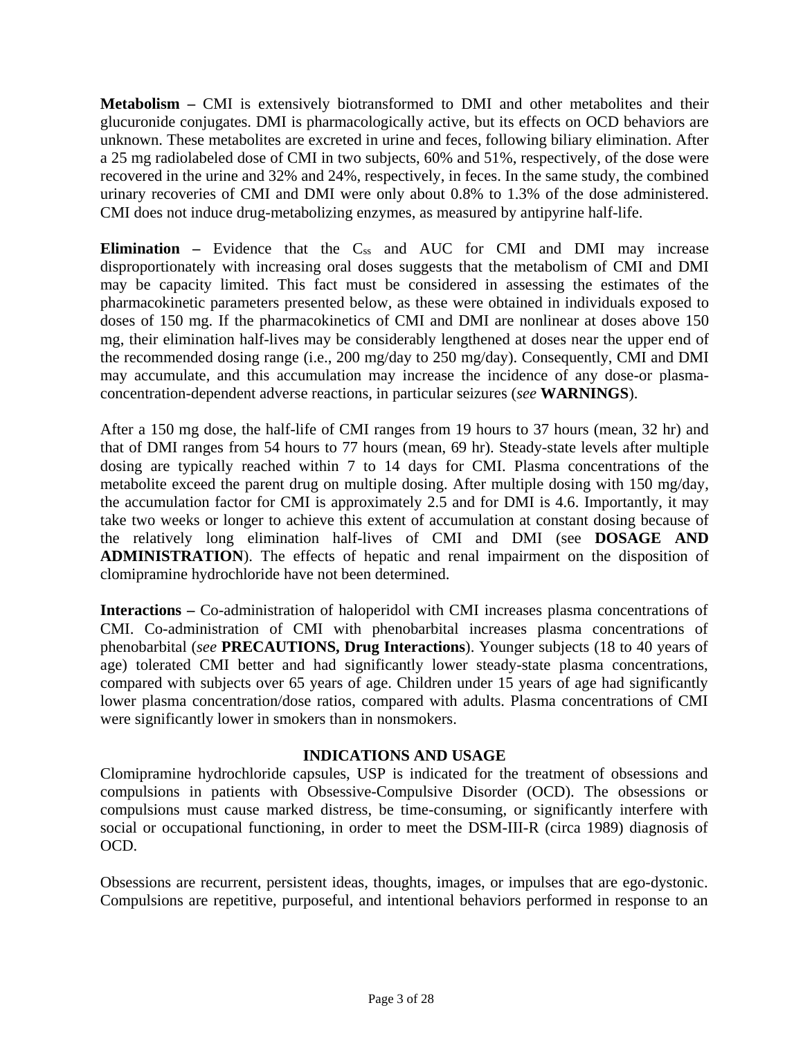**Metabolism –** CMI is extensively biotransformed to DMI and other metabolites and their glucuronide conjugates. DMI is pharmacologically active, but its effects on OCD behaviors are unknown. These metabolites are excreted in urine and feces, following biliary elimination. After a 25 mg radiolabeled dose of CMI in two subjects, 60% and 51%, respectively, of the dose were recovered in the urine and 32% and 24%, respectively, in feces. In the same study, the combined urinary recoveries of CMI and DMI were only about 0.8% to 1.3% of the dose administered. CMI does not induce drug-metabolizing enzymes, as measured by antipyrine half-life.

**Elimination –** Evidence that the $C_{ss}$ and AUC for CMI and DMI may increase disproportionately with increasing oral doses suggests that the metabolism of CMI and DMI may be capacity limited. This fact must be considered in assessing the estimates of the pharmacokinetic parameters presented below, as these were obtained in individuals exposed to doses of 150 mg. If the pharmacokinetics of CMI and DMI are nonlinear at doses above 150 mg, their elimination half-lives may be considerably lengthened at doses near the upper end of the recommended dosing range (i.e., 200 mg/day to 250 mg/day). Consequently, CMI and DMI may accumulate, and this accumulation may increase the incidence of any dose-or plasma-concentration-dependent adverse reactions, in particular seizures (*see* **WARNINGS**).

After a 150 mg dose, the half-life of CMI ranges from 19 hours to 37 hours (mean, 32 hr) and that of DMI ranges from 54 hours to 77 hours (mean, 69 hr). Steady-state levels after multiple dosing are typically reached within 7 to 14 days for CMI. Plasma concentrations of the metabolite exceed the parent drug on multiple dosing. After multiple dosing with 150 mg/day, the accumulation factor for CMI is approximately 2.5 and for DMI is 4.6. Importantly, it may take two weeks or longer to achieve this extent of accumulation at constant dosing because of the relatively long elimination half-lives of CMI and DMI (see **DOSAGE AND ADMINISTRATION**). The effects of hepatic and renal impairment on the disposition of clomipramine hydrochloride have not been determined.

**Interactions –** Co-administration of haloperidol with CMI increases plasma concentrations of CMI. Co-administration of CMI with phenobarbital increases plasma concentrations of phenobarbital (*see* **PRECAUTIONS, Drug Interactions**). Younger subjects (18 to 40 years of age) tolerated CMI better and had significantly lower steady-state plasma concentrations, compared with subjects over 65 years of age. Children under 15 years of age had significantly lower plasma concentration/dose ratios, compared with adults. Plasma concentrations of CMI were significantly lower in smokers than in nonsmokers.

## INDICATIONS AND USAGE

Clomipramine hydrochloride capsules, USP is indicated for the treatment of obsessions and compulsions in patients with Obsessive-Compulsive Disorder (OCD). The obsessions or compulsions must cause marked distress, be time-consuming, or significantly interfere with social or occupational functioning, in order to meet the DSM-III-R (circa 1989) diagnosis of OCD.

Obsessions are recurrent, persistent ideas, thoughts, images, or impulses that are ego-dystonic. Compulsions are repetitive, purposeful, and intentional behaviors performed in response to an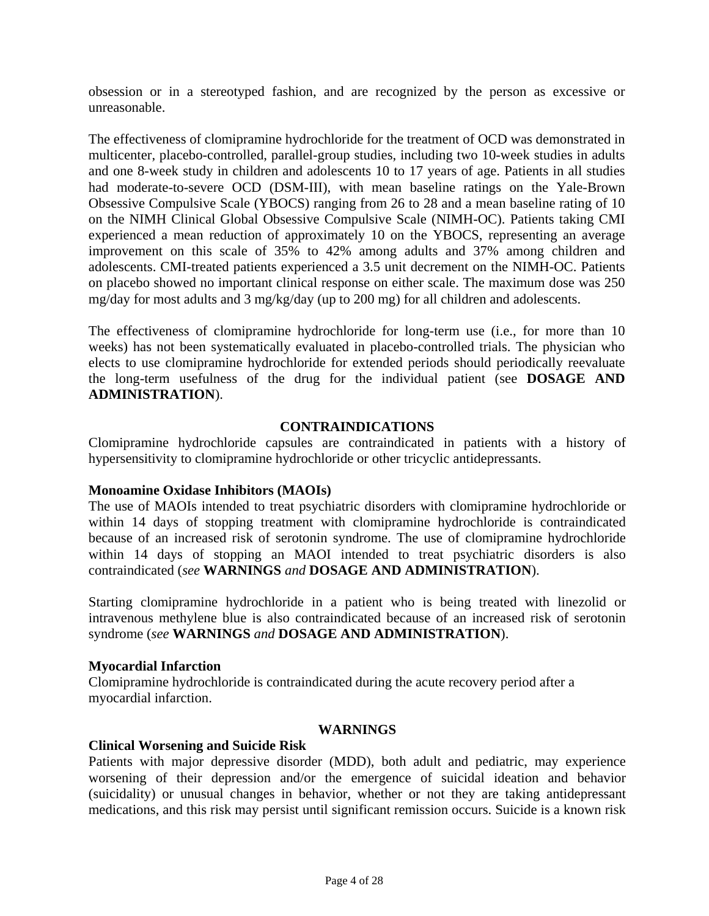obsession or in a stereotyped fashion, and are recognized by the person as excessive or unreasonable.

The effectiveness of clomipramine hydrochloride for the treatment of OCD was demonstrated in multicenter, placebo-controlled, parallel-group studies, including two 10-week studies in adults and one 8-week study in children and adolescents 10 to 17 years of age. Patients in all studies had moderate-to-severe OCD (DSM-III), with mean baseline ratings on the Yale-Brown Obsessive Compulsive Scale (YBOCS) ranging from 26 to 28 and a mean baseline rating of 10 on the NIMH Clinical Global Obsessive Compulsive Scale (NIMH-OC). Patients taking CMI experienced a mean reduction of approximately 10 on the YBOCS, representing an average improvement on this scale of 35% to 42% among adults and 37% among children and adolescents. CMI-treated patients experienced a 3.5 unit decrement on the NIMH-OC. Patients on placebo showed no important clinical response on either scale. The maximum dose was 250 mg/day for most adults and 3 mg/kg/day (up to 200 mg) for all children and adolescents.

The effectiveness of clomipramine hydrochloride for long-term use (i.e., for more than 10 weeks) has not been systematically evaluated in placebo-controlled trials. The physician who elects to use clomipramine hydrochloride for extended periods should periodically reevaluate the long-term usefulness of the drug for the individual patient (see **DOSAGE AND ADMINISTRATION**).

## CONTRAINDICATIONS

Clomipramine hydrochloride capsules are contraindicated in patients with a history of hypersensitivity to clomipramine hydrochloride or other tricyclic antidepressants.

### Monoamine Oxidase Inhibitors (MAOIs)

The use of MAOIs intended to treat psychiatric disorders with clomipramine hydrochloride or within 14 days of stopping treatment with clomipramine hydrochloride is contraindicated because of an increased risk of serotonin syndrome. The use of clomipramine hydrochloride within 14 days of stopping an MAOI intended to treat psychiatric disorders is also contraindicated (*see* **WARNINGS** *and* **DOSAGE AND ADMINISTRATION**).

Starting clomipramine hydrochloride in a patient who is being treated with linezolid or intravenous methylene blue is also contraindicated because of an increased risk of serotonin syndrome (*see* **WARNINGS** *and* **DOSAGE AND ADMINISTRATION**).

### Myocardial Infarction

Clomipramine hydrochloride is contraindicated during the acute recovery period after a myocardial infarction.

## WARNINGS

### Clinical Worsening and Suicide Risk

Patients with major depressive disorder (MDD), both adult and pediatric, may experience worsening of their depression and/or the emergence of suicidal ideation and behavior (suicidality) or unusual changes in behavior, whether or not they are taking antidepressant medications, and this risk may persist until significant remission occurs. Suicide is a known risk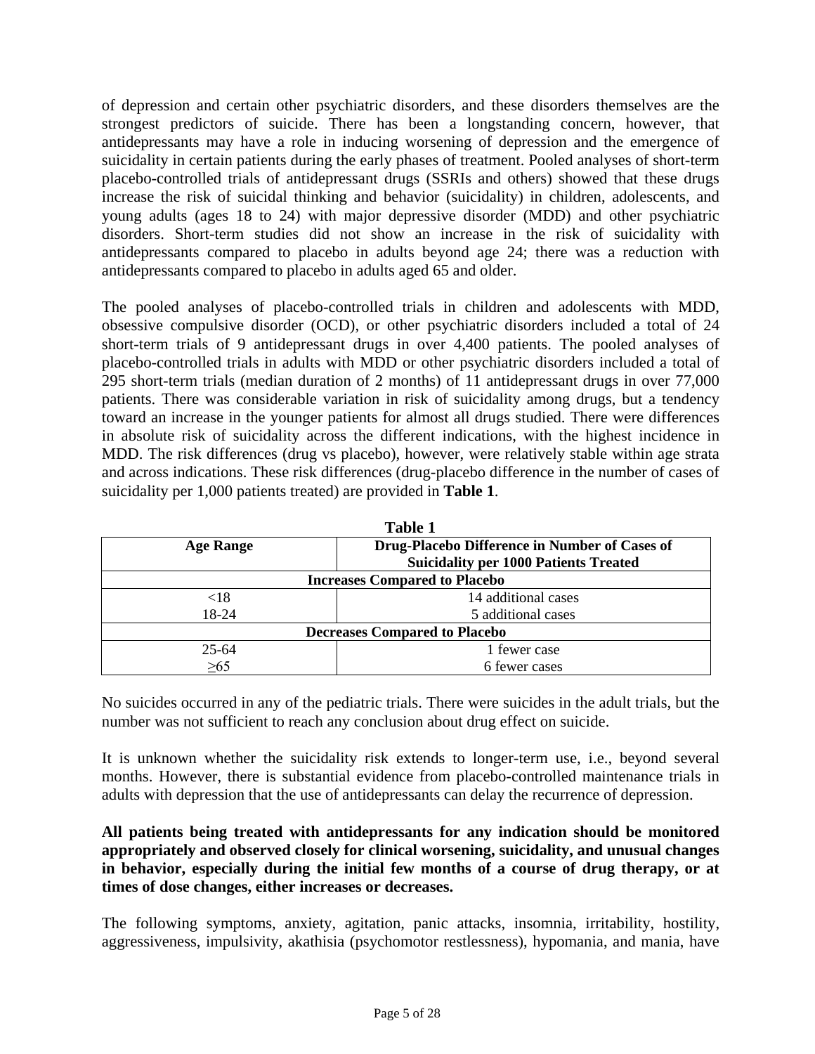of depression and certain other psychiatric disorders, and these disorders themselves are the strongest predictors of suicide. There has been a longstanding concern, however, that antidepressants may have a role in inducing worsening of depression and the emergence of suicidality in certain patients during the early phases of treatment. Pooled analyses of short-term placebo-controlled trials of antidepressant drugs (SSRIs and others) showed that these drugs increase the risk of suicidal thinking and behavior (suicidality) in children, adolescents, and young adults (ages 18 to 24) with major depressive disorder (MDD) and other psychiatric disorders. Short-term studies did not show an increase in the risk of suicidality with antidepressants compared to placebo in adults beyond age 24; there was a reduction with antidepressants compared to placebo in adults aged 65 and older.

The pooled analyses of placebo-controlled trials in children and adolescents with MDD, obsessive compulsive disorder (OCD), or other psychiatric disorders included a total of 24 short-term trials of 9 antidepressant drugs in over 4,400 patients. The pooled analyses of placebo-controlled trials in adults with MDD or other psychiatric disorders included a total of 295 short-term trials (median duration of 2 months) of 11 antidepressant drugs in over 77,000 patients. There was considerable variation in risk of suicidality among drugs, but a tendency toward an increase in the younger patients for almost all drugs studied. There were differences in absolute risk of suicidality across the different indications, with the highest incidence in MDD. The risk differences (drug vs placebo), however, were relatively stable within age strata and across indications. These risk differences (drug-placebo difference in the number of cases of suicidality per 1,000 patients treated) are provided in **Table 1**.

**Table 1**

| Age Range | Drug-Placebo Difference in Number of Cases of Suicidality per 1000 Patients Treated |
|---|---|
| **Increases Compared to Placebo** | |
| <18 | 14 additional cases |
| 18-24 | 5 additional cases |
| **Decreases Compared to Placebo** | |
| 25-64 | 1 fewer case |
| ≥65 | 6 fewer cases |

No suicides occurred in any of the pediatric trials. There were suicides in the adult trials, but the number was not sufficient to reach any conclusion about drug effect on suicide.

It is unknown whether the suicidality risk extends to longer-term use, i.e., beyond several months. However, there is substantial evidence from placebo-controlled maintenance trials in adults with depression that the use of antidepressants can delay the recurrence of depression.

**All patients being treated with antidepressants for any indication should be monitored appropriately and observed closely for clinical worsening, suicidality, and unusual changes in behavior, especially during the initial few months of a course of drug therapy, or at times of dose changes, either increases or decreases.**

The following symptoms, anxiety, agitation, panic attacks, insomnia, irritability, hostility, aggressiveness, impulsivity, akathisia (psychomotor restlessness), hypomania, and mania, have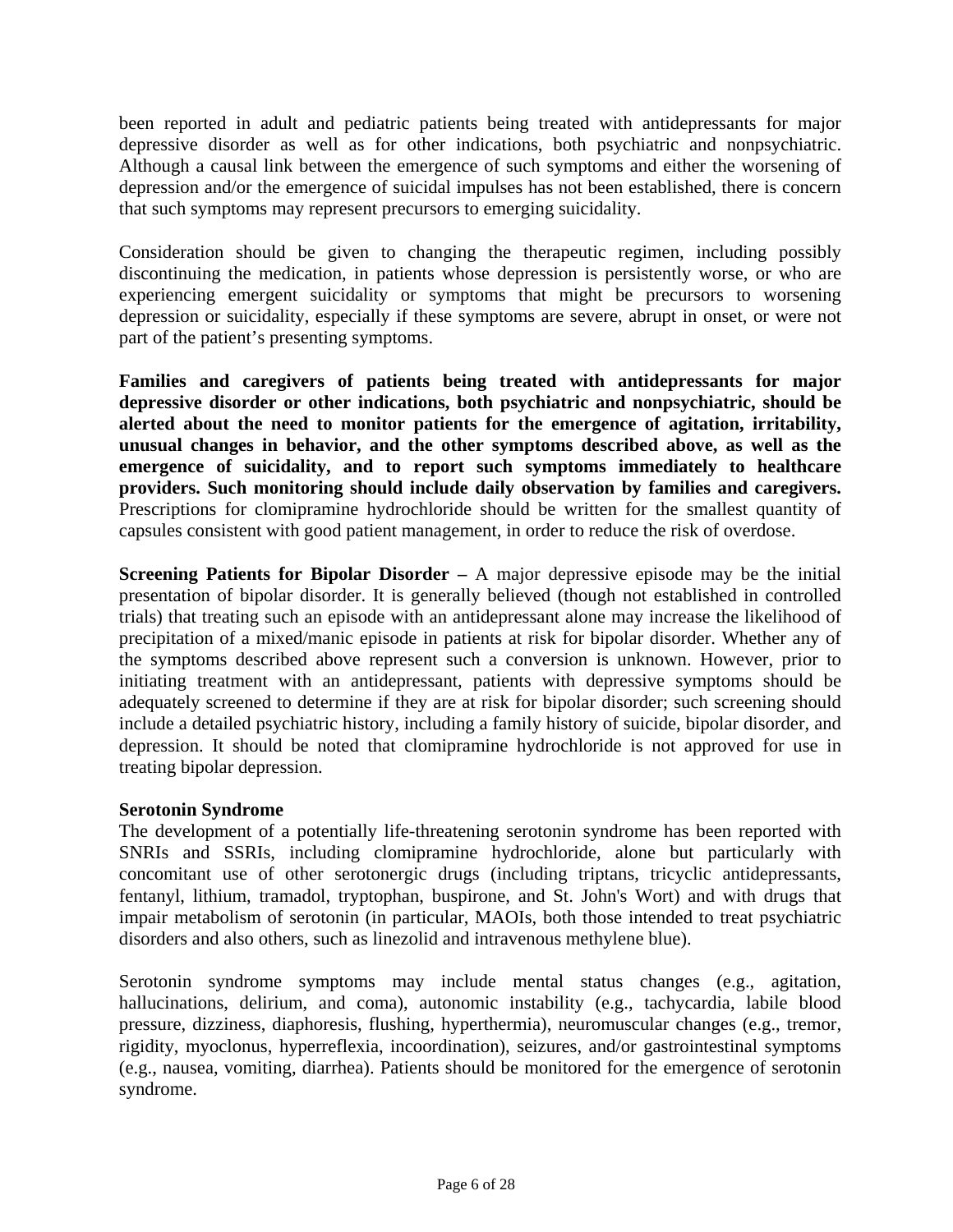been reported in adult and pediatric patients being treated with antidepressants for major depressive disorder as well as for other indications, both psychiatric and nonpsychiatric. Although a causal link between the emergence of such symptoms and either the worsening of depression and/or the emergence of suicidal impulses has not been established, there is concern that such symptoms may represent precursors to emerging suicidality.

Consideration should be given to changing the therapeutic regimen, including possibly discontinuing the medication, in patients whose depression is persistently worse, or who are experiencing emergent suicidality or symptoms that might be precursors to worsening depression or suicidality, especially if these symptoms are severe, abrupt in onset, or were not part of the patient's presenting symptoms.

**Families and caregivers of patients being treated with antidepressants for major depressive disorder or other indications, both psychiatric and nonpsychiatric, should be alerted about the need to monitor patients for the emergence of agitation, irritability, unusual changes in behavior, and the other symptoms described above, as well as the emergence of suicidality, and to report such symptoms immediately to healthcare providers. Such monitoring should include daily observation by families and caregivers.** Prescriptions for clomipramine hydrochloride should be written for the smallest quantity of capsules consistent with good patient management, in order to reduce the risk of overdose.

**Screening Patients for Bipolar Disorder –** A major depressive episode may be the initial presentation of bipolar disorder. It is generally believed (though not established in controlled trials) that treating such an episode with an antidepressant alone may increase the likelihood of precipitation of a mixed/manic episode in patients at risk for bipolar disorder. Whether any of the symptoms described above represent such a conversion is unknown. However, prior to initiating treatment with an antidepressant, patients with depressive symptoms should be adequately screened to determine if they are at risk for bipolar disorder; such screening should include a detailed psychiatric history, including a family history of suicide, bipolar disorder, and depression. It should be noted that clomipramine hydrochloride is not approved for use in treating bipolar depression.

**Serotonin Syndrome**

The development of a potentially life-threatening serotonin syndrome has been reported with SNRIs and SSRIs, including clomipramine hydrochloride, alone but particularly with concomitant use of other serotonergic drugs (including triptans, tricyclic antidepressants, fentanyl, lithium, tramadol, tryptophan, buspirone, and St. John's Wort) and with drugs that impair metabolism of serotonin (in particular, MAOIs, both those intended to treat psychiatric disorders and also others, such as linezolid and intravenous methylene blue).

Serotonin syndrome symptoms may include mental status changes (e.g., agitation, hallucinations, delirium, and coma), autonomic instability (e.g., tachycardia, labile blood pressure, dizziness, diaphoresis, flushing, hyperthermia), neuromuscular changes (e.g., tremor, rigidity, myoclonus, hyperreflexia, incoordination), seizures, and/or gastrointestinal symptoms (e.g., nausea, vomiting, diarrhea). Patients should be monitored for the emergence of serotonin syndrome.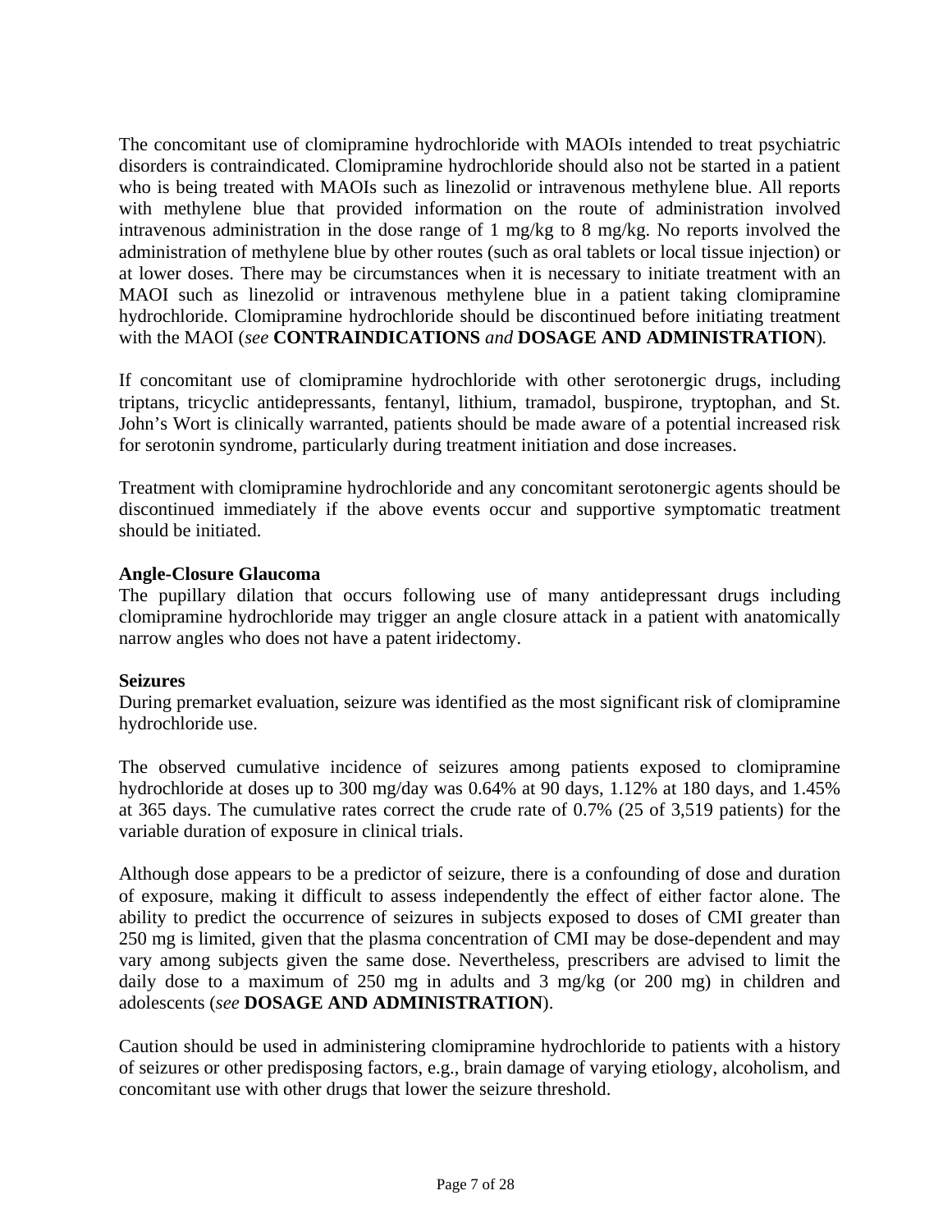The concomitant use of clomipramine hydrochloride with MAOIs intended to treat psychiatric disorders is contraindicated. Clomipramine hydrochloride should also not be started in a patient who is being treated with MAOIs such as linezolid or intravenous methylene blue. All reports with methylene blue that provided information on the route of administration involved intravenous administration in the dose range of 1 mg/kg to 8 mg/kg. No reports involved the administration of methylene blue by other routes (such as oral tablets or local tissue injection) or at lower doses. There may be circumstances when it is necessary to initiate treatment with an MAOI such as linezolid or intravenous methylene blue in a patient taking clomipramine hydrochloride. Clomipramine hydrochloride should be discontinued before initiating treatment with the MAOI (*see* **CONTRAINDICATIONS** *and* **DOSAGE AND ADMINISTRATION**).

If concomitant use of clomipramine hydrochloride with other serotonergic drugs, including triptans, tricyclic antidepressants, fentanyl, lithium, tramadol, buspirone, tryptophan, and St. John's Wort is clinically warranted, patients should be made aware of a potential increased risk for serotonin syndrome, particularly during treatment initiation and dose increases.

Treatment with clomipramine hydrochloride and any concomitant serotonergic agents should be discontinued immediately if the above events occur and supportive symptomatic treatment should be initiated.

**Angle-Closure Glaucoma**

The pupillary dilation that occurs following use of many antidepressant drugs including clomipramine hydrochloride may trigger an angle closure attack in a patient with anatomically narrow angles who does not have a patent iridectomy.

**Seizures**

During premarket evaluation, seizure was identified as the most significant risk of clomipramine hydrochloride use.

The observed cumulative incidence of seizures among patients exposed to clomipramine hydrochloride at doses up to 300 mg/day was 0.64% at 90 days, 1.12% at 180 days, and 1.45% at 365 days. The cumulative rates correct the crude rate of 0.7% (25 of 3,519 patients) for the variable duration of exposure in clinical trials.

Although dose appears to be a predictor of seizure, there is a confounding of dose and duration of exposure, making it difficult to assess independently the effect of either factor alone. The ability to predict the occurrence of seizures in subjects exposed to doses of CMI greater than 250 mg is limited, given that the plasma concentration of CMI may be dose-dependent and may vary among subjects given the same dose. Nevertheless, prescribers are advised to limit the daily dose to a maximum of 250 mg in adults and 3 mg/kg (or 200 mg) in children and adolescents (*see* **DOSAGE AND ADMINISTRATION**).

Caution should be used in administering clomipramine hydrochloride to patients with a history of seizures or other predisposing factors, e.g., brain damage of varying etiology, alcoholism, and concomitant use with other drugs that lower the seizure threshold.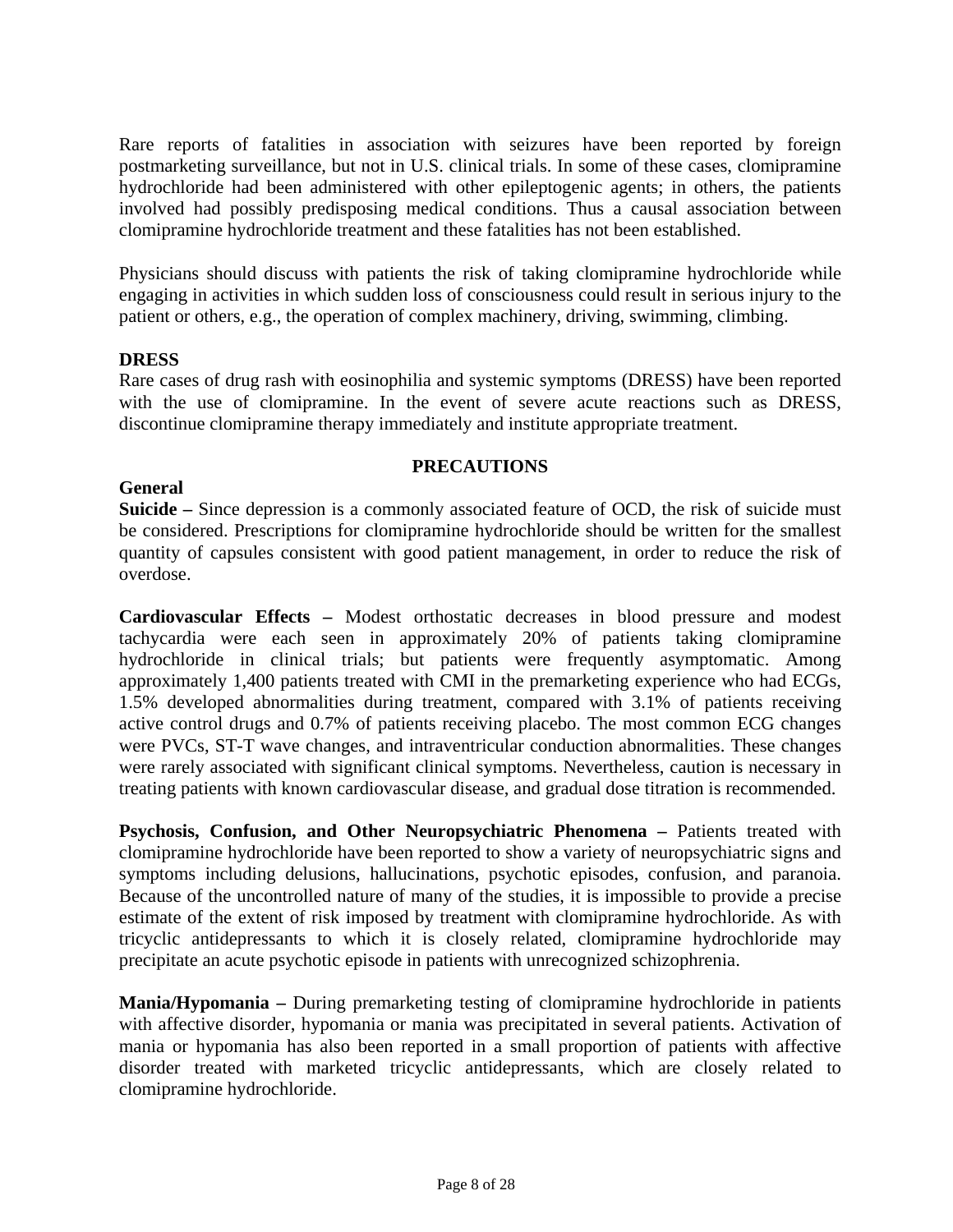Rare reports of fatalities in association with seizures have been reported by foreign postmarketing surveillance, but not in U.S. clinical trials. In some of these cases, clomipramine hydrochloride had been administered with other epileptogenic agents; in others, the patients involved had possibly predisposing medical conditions. Thus a causal association between clomipramine hydrochloride treatment and these fatalities has not been established.

Physicians should discuss with patients the risk of taking clomipramine hydrochloride while engaging in activities in which sudden loss of consciousness could result in serious injury to the patient or others, e.g., the operation of complex machinery, driving, swimming, climbing.

**DRESS**

Rare cases of drug rash with eosinophilia and systemic symptoms (DRESS) have been reported with the use of clomipramine. In the event of severe acute reactions such as DRESS, discontinue clomipramine therapy immediately and institute appropriate treatment.

## PRECAUTIONS

**General**

**Suicide –** Since depression is a commonly associated feature of OCD, the risk of suicide must be considered. Prescriptions for clomipramine hydrochloride should be written for the smallest quantity of capsules consistent with good patient management, in order to reduce the risk of overdose.

**Cardiovascular Effects –** Modest orthostatic decreases in blood pressure and modest tachycardia were each seen in approximately 20% of patients taking clomipramine hydrochloride in clinical trials; but patients were frequently asymptomatic. Among approximately 1,400 patients treated with CMI in the premarketing experience who had ECGs, 1.5% developed abnormalities during treatment, compared with 3.1% of patients receiving active control drugs and 0.7% of patients receiving placebo. The most common ECG changes were PVCs, ST-T wave changes, and intraventricular conduction abnormalities. These changes were rarely associated with significant clinical symptoms. Nevertheless, caution is necessary in treating patients with known cardiovascular disease, and gradual dose titration is recommended.

**Psychosis, Confusion, and Other Neuropsychiatric Phenomena –** Patients treated with clomipramine hydrochloride have been reported to show a variety of neuropsychiatric signs and symptoms including delusions, hallucinations, psychotic episodes, confusion, and paranoia. Because of the uncontrolled nature of many of the studies, it is impossible to provide a precise estimate of the extent of risk imposed by treatment with clomipramine hydrochloride. As with tricyclic antidepressants to which it is closely related, clomipramine hydrochloride may precipitate an acute psychotic episode in patients with unrecognized schizophrenia.

**Mania/Hypomania –** During premarketing testing of clomipramine hydrochloride in patients with affective disorder, hypomania or mania was precipitated in several patients. Activation of mania or hypomania has also been reported in a small proportion of patients with affective disorder treated with marketed tricyclic antidepressants, which are closely related to clomipramine hydrochloride.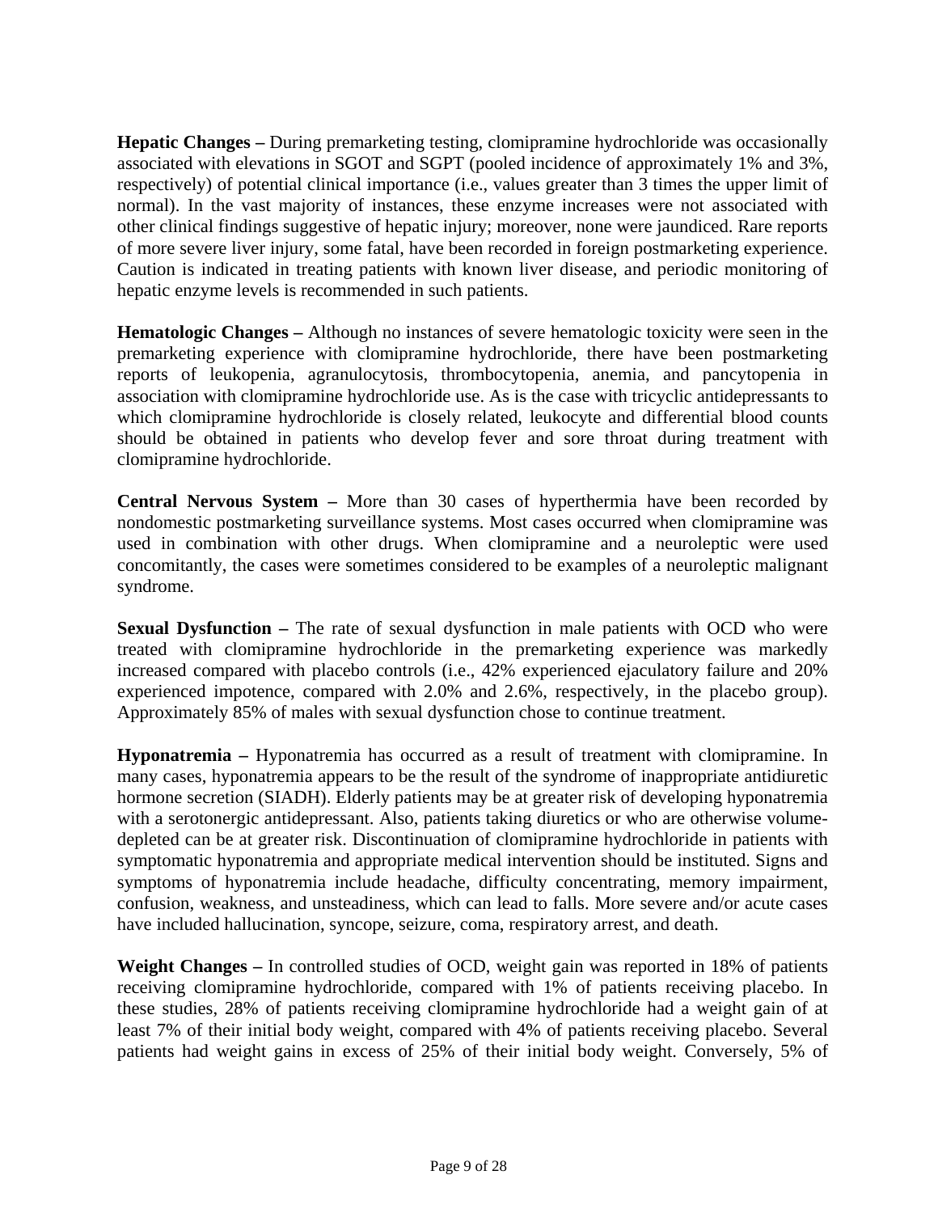**Hepatic Changes –** During premarketing testing, clomipramine hydrochloride was occasionally associated with elevations in SGOT and SGPT (pooled incidence of approximately 1% and 3%, respectively) of potential clinical importance (i.e., values greater than 3 times the upper limit of normal). In the vast majority of instances, these enzyme increases were not associated with other clinical findings suggestive of hepatic injury; moreover, none were jaundiced. Rare reports of more severe liver injury, some fatal, have been recorded in foreign postmarketing experience. Caution is indicated in treating patients with known liver disease, and periodic monitoring of hepatic enzyme levels is recommended in such patients.

**Hematologic Changes –** Although no instances of severe hematologic toxicity were seen in the premarketing experience with clomipramine hydrochloride, there have been postmarketing reports of leukopenia, agranulocytosis, thrombocytopenia, anemia, and pancytopenia in association with clomipramine hydrochloride use. As is the case with tricyclic antidepressants to which clomipramine hydrochloride is closely related, leukocyte and differential blood counts should be obtained in patients who develop fever and sore throat during treatment with clomipramine hydrochloride.

**Central Nervous System –** More than 30 cases of hyperthermia have been recorded by nondomestic postmarketing surveillance systems. Most cases occurred when clomipramine was used in combination with other drugs. When clomipramine and a neuroleptic were used concomitantly, the cases were sometimes considered to be examples of a neuroleptic malignant syndrome.

**Sexual Dysfunction –** The rate of sexual dysfunction in male patients with OCD who were treated with clomipramine hydrochloride in the premarketing experience was markedly increased compared with placebo controls (i.e., 42% experienced ejaculatory failure and 20% experienced impotence, compared with 2.0% and 2.6%, respectively, in the placebo group). Approximately 85% of males with sexual dysfunction chose to continue treatment.

**Hyponatremia –** Hyponatremia has occurred as a result of treatment with clomipramine. In many cases, hyponatremia appears to be the result of the syndrome of inappropriate antidiuretic hormone secretion (SIADH). Elderly patients may be at greater risk of developing hyponatremia with a serotonergic antidepressant. Also, patients taking diuretics or who are otherwise volume-depleted can be at greater risk. Discontinuation of clomipramine hydrochloride in patients with symptomatic hyponatremia and appropriate medical intervention should be instituted. Signs and symptoms of hyponatremia include headache, difficulty concentrating, memory impairment, confusion, weakness, and unsteadiness, which can lead to falls. More severe and/or acute cases have included hallucination, syncope, seizure, coma, respiratory arrest, and death.

**Weight Changes –** In controlled studies of OCD, weight gain was reported in 18% of patients receiving clomipramine hydrochloride, compared with 1% of patients receiving placebo. In these studies, 28% of patients receiving clomipramine hydrochloride had a weight gain of at least 7% of their initial body weight, compared with 4% of patients receiving placebo. Several patients had weight gains in excess of 25% of their initial body weight. Conversely, 5% of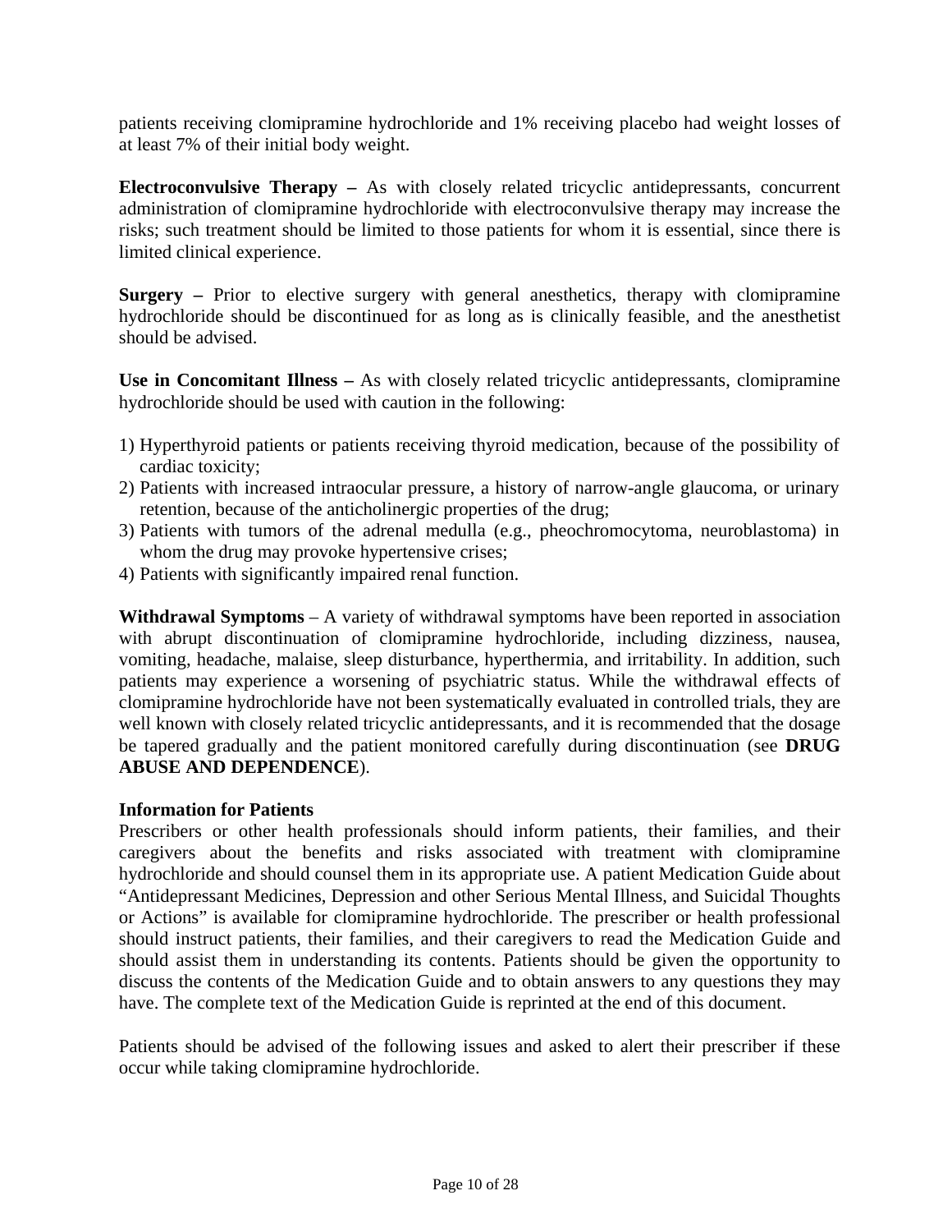patients receiving clomipramine hydrochloride and 1% receiving placebo had weight losses of at least 7% of their initial body weight.

**Electroconvulsive Therapy –** As with closely related tricyclic antidepressants, concurrent administration of clomipramine hydrochloride with electroconvulsive therapy may increase the risks; such treatment should be limited to those patients for whom it is essential, since there is limited clinical experience.

**Surgery –** Prior to elective surgery with general anesthetics, therapy with clomipramine hydrochloride should be discontinued for as long as is clinically feasible, and the anesthetist should be advised.

**Use in Concomitant Illness –** As with closely related tricyclic antidepressants, clomipramine hydrochloride should be used with caution in the following:

1) Hyperthyroid patients or patients receiving thyroid medication, because of the possibility of cardiac toxicity;
2) Patients with increased intraocular pressure, a history of narrow-angle glaucoma, or urinary retention, because of the anticholinergic properties of the drug;
3) Patients with tumors of the adrenal medulla (e.g., pheochromocytoma, neuroblastoma) in whom the drug may provoke hypertensive crises;
4) Patients with significantly impaired renal function.

**Withdrawal Symptoms** – A variety of withdrawal symptoms have been reported in association with abrupt discontinuation of clomipramine hydrochloride, including dizziness, nausea, vomiting, headache, malaise, sleep disturbance, hyperthermia, and irritability. In addition, such patients may experience a worsening of psychiatric status. While the withdrawal effects of clomipramine hydrochloride have not been systematically evaluated in controlled trials, they are well known with closely related tricyclic antidepressants, and it is recommended that the dosage be tapered gradually and the patient monitored carefully during discontinuation (see **DRUG ABUSE AND DEPENDENCE**).

**Information for Patients**

Prescribers or other health professionals should inform patients, their families, and their caregivers about the benefits and risks associated with treatment with clomipramine hydrochloride and should counsel them in its appropriate use. A patient Medication Guide about "Antidepressant Medicines, Depression and other Serious Mental Illness, and Suicidal Thoughts or Actions" is available for clomipramine hydrochloride. The prescriber or health professional should instruct patients, their families, and their caregivers to read the Medication Guide and should assist them in understanding its contents. Patients should be given the opportunity to discuss the contents of the Medication Guide and to obtain answers to any questions they may have. The complete text of the Medication Guide is reprinted at the end of this document.

Patients should be advised of the following issues and asked to alert their prescriber if these occur while taking clomipramine hydrochloride.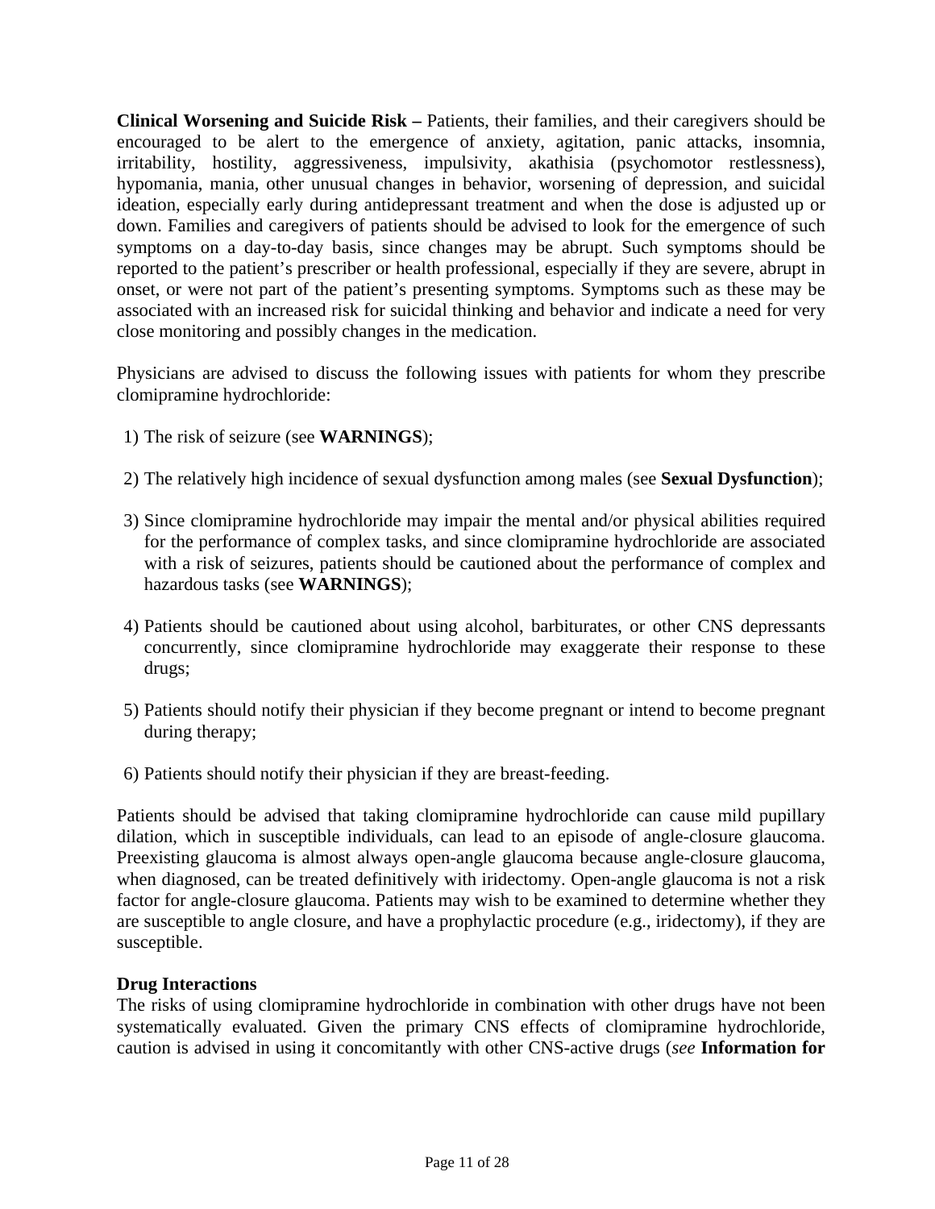**Clinical Worsening and Suicide Risk –** Patients, their families, and their caregivers should be encouraged to be alert to the emergence of anxiety, agitation, panic attacks, insomnia, irritability, hostility, aggressiveness, impulsivity, akathisia (psychomotor restlessness), hypomania, mania, other unusual changes in behavior, worsening of depression, and suicidal ideation, especially early during antidepressant treatment and when the dose is adjusted up or down. Families and caregivers of patients should be advised to look for the emergence of such symptoms on a day-to-day basis, since changes may be abrupt. Such symptoms should be reported to the patient's prescriber or health professional, especially if they are severe, abrupt in onset, or were not part of the patient's presenting symptoms. Symptoms such as these may be associated with an increased risk for suicidal thinking and behavior and indicate a need for very close monitoring and possibly changes in the medication.

Physicians are advised to discuss the following issues with patients for whom they prescribe clomipramine hydrochloride:

1) The risk of seizure (see **WARNINGS**);
2) The relatively high incidence of sexual dysfunction among males (see **Sexual Dysfunction**);
3) Since clomipramine hydrochloride may impair the mental and/or physical abilities required for the performance of complex tasks, and since clomipramine hydrochloride are associated with a risk of seizures, patients should be cautioned about the performance of complex and hazardous tasks (see **WARNINGS**);
4) Patients should be cautioned about using alcohol, barbiturates, or other CNS depressants concurrently, since clomipramine hydrochloride may exaggerate their response to these drugs;
5) Patients should notify their physician if they become pregnant or intend to become pregnant during therapy;
6) Patients should notify their physician if they are breast-feeding.

Patients should be advised that taking clomipramine hydrochloride can cause mild pupillary dilation, which in susceptible individuals, can lead to an episode of angle-closure glaucoma. Preexisting glaucoma is almost always open-angle glaucoma because angle-closure glaucoma, when diagnosed, can be treated definitively with iridectomy. Open-angle glaucoma is not a risk factor for angle-closure glaucoma. Patients may wish to be examined to determine whether they are susceptible to angle closure, and have a prophylactic procedure (e.g., iridectomy), if they are susceptible.

**Drug Interactions**

The risks of using clomipramine hydrochloride in combination with other drugs have not been systematically evaluated. Given the primary CNS effects of clomipramine hydrochloride, caution is advised in using it concomitantly with other CNS-active drugs (*see* **Information for**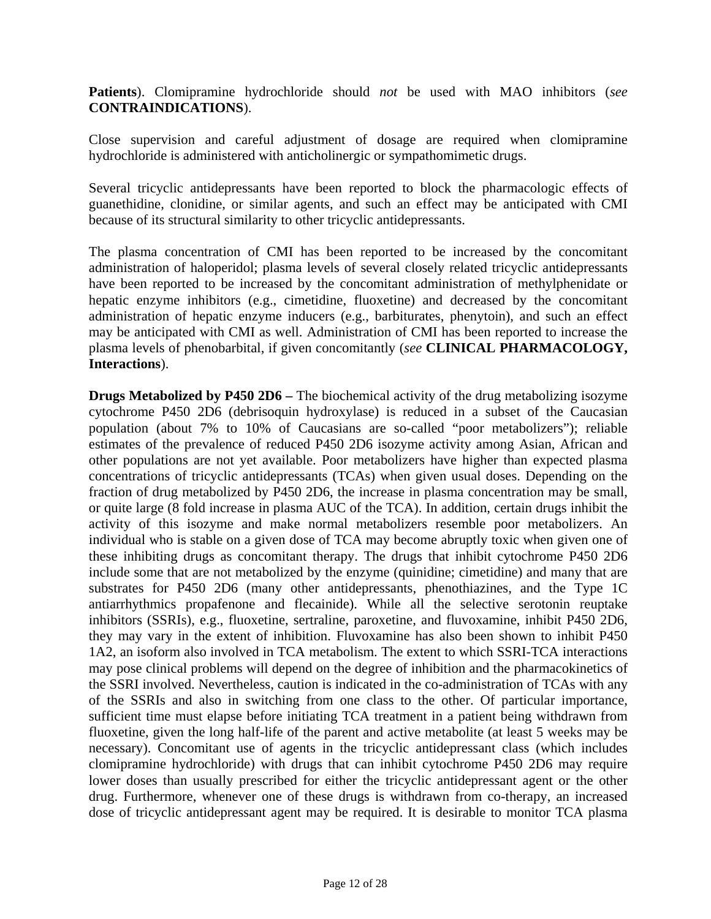**Patients**). Clomipramine hydrochloride should *not* be used with MAO inhibitors (*see* **CONTRAINDICATIONS**).

Close supervision and careful adjustment of dosage are required when clomipramine hydrochloride is administered with anticholinergic or sympathomimetic drugs.

Several tricyclic antidepressants have been reported to block the pharmacologic effects of guanethidine, clonidine, or similar agents, and such an effect may be anticipated with CMI because of its structural similarity to other tricyclic antidepressants.

The plasma concentration of CMI has been reported to be increased by the concomitant administration of haloperidol; plasma levels of several closely related tricyclic antidepressants have been reported to be increased by the concomitant administration of methylphenidate or hepatic enzyme inhibitors (e.g., cimetidine, fluoxetine) and decreased by the concomitant administration of hepatic enzyme inducers (e.g., barbiturates, phenytoin), and such an effect may be anticipated with CMI as well. Administration of CMI has been reported to increase the plasma levels of phenobarbital, if given concomitantly (*see* **CLINICAL PHARMACOLOGY, Interactions**).

**Drugs Metabolized by P450 2D6 –** The biochemical activity of the drug metabolizing isozyme cytochrome P450 2D6 (debrisoquin hydroxylase) is reduced in a subset of the Caucasian population (about 7% to 10% of Caucasians are so-called "poor metabolizers"); reliable estimates of the prevalence of reduced P450 2D6 isozyme activity among Asian, African and other populations are not yet available. Poor metabolizers have higher than expected plasma concentrations of tricyclic antidepressants (TCAs) when given usual doses. Depending on the fraction of drug metabolized by P450 2D6, the increase in plasma concentration may be small, or quite large (8 fold increase in plasma AUC of the TCA). In addition, certain drugs inhibit the activity of this isozyme and make normal metabolizers resemble poor metabolizers. An individual who is stable on a given dose of TCA may become abruptly toxic when given one of these inhibiting drugs as concomitant therapy. The drugs that inhibit cytochrome P450 2D6 include some that are not metabolized by the enzyme (quinidine; cimetidine) and many that are substrates for P450 2D6 (many other antidepressants, phenothiazines, and the Type 1C antiarrhythmics propafenone and flecainide). While all the selective serotonin reuptake inhibitors (SSRIs), e.g., fluoxetine, sertraline, paroxetine, and fluvoxamine, inhibit P450 2D6, they may vary in the extent of inhibition. Fluvoxamine has also been shown to inhibit P450 1A2, an isoform also involved in TCA metabolism. The extent to which SSRI-TCA interactions may pose clinical problems will depend on the degree of inhibition and the pharmacokinetics of the SSRI involved. Nevertheless, caution is indicated in the co-administration of TCAs with any of the SSRIs and also in switching from one class to the other. Of particular importance, sufficient time must elapse before initiating TCA treatment in a patient being withdrawn from fluoxetine, given the long half-life of the parent and active metabolite (at least 5 weeks may be necessary). Concomitant use of agents in the tricyclic antidepressant class (which includes clomipramine hydrochloride) with drugs that can inhibit cytochrome P450 2D6 may require lower doses than usually prescribed for either the tricyclic antidepressant agent or the other drug. Furthermore, whenever one of these drugs is withdrawn from co-therapy, an increased dose of tricyclic antidepressant agent may be required. It is desirable to monitor TCA plasma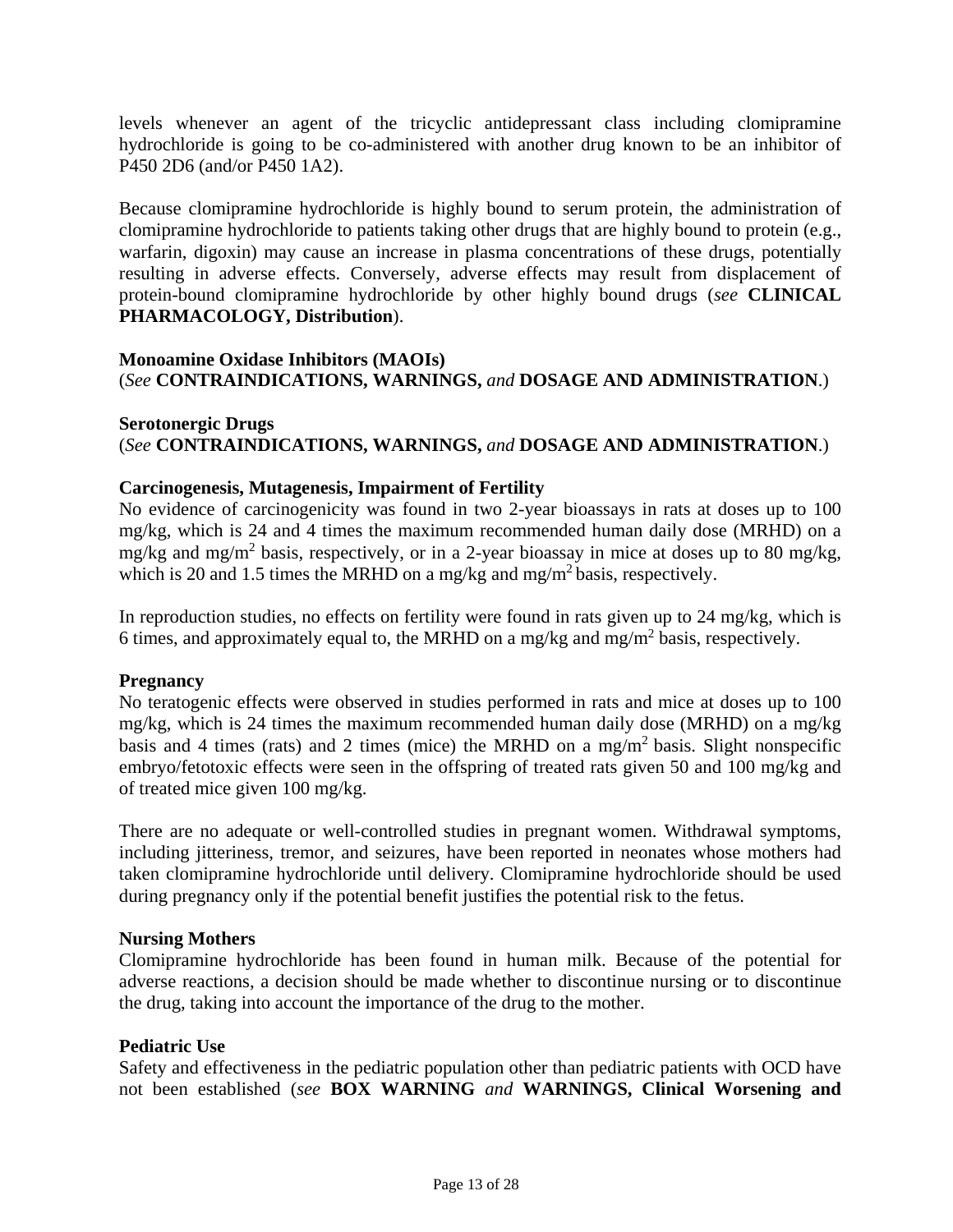levels whenever an agent of the tricyclic antidepressant class including clomipramine hydrochloride is going to be co-administered with another drug known to be an inhibitor of P450 2D6 (and/or P450 1A2).

Because clomipramine hydrochloride is highly bound to serum protein, the administration of clomipramine hydrochloride to patients taking other drugs that are highly bound to protein (e.g., warfarin, digoxin) may cause an increase in plasma concentrations of these drugs, potentially resulting in adverse effects. Conversely, adverse effects may result from displacement of protein-bound clomipramine hydrochloride by other highly bound drugs (*see* **CLINICAL PHARMACOLOGY, Distribution**).

**Monoamine Oxidase Inhibitors (MAOIs)**
(*See* **CONTRAINDICATIONS, WARNINGS,** *and* **DOSAGE AND ADMINISTRATION**.)

**Serotonergic Drugs**
(*See* **CONTRAINDICATIONS, WARNINGS,** *and* **DOSAGE AND ADMINISTRATION**.)

**Carcinogenesis, Mutagenesis, Impairment of Fertility**
No evidence of carcinogenicity was found in two 2-year bioassays in rats at doses up to 100 mg/kg, which is 24 and 4 times the maximum recommended human daily dose (MRHD) on a mg/kg and mg/m$^2$ basis, respectively, or in a 2-year bioassay in mice at doses up to 80 mg/kg, which is 20 and 1.5 times the MRHD on a mg/kg and mg/m$^2$ basis, respectively.

In reproduction studies, no effects on fertility were found in rats given up to 24 mg/kg, which is 6 times, and approximately equal to, the MRHD on a mg/kg and mg/m$^2$ basis, respectively.

**Pregnancy**
No teratogenic effects were observed in studies performed in rats and mice at doses up to 100 mg/kg, which is 24 times the maximum recommended human daily dose (MRHD) on a mg/kg basis and 4 times (rats) and 2 times (mice) the MRHD on a mg/m$^2$ basis. Slight nonspecific embryo/fetotoxic effects were seen in the offspring of treated rats given 50 and 100 mg/kg and of treated mice given 100 mg/kg.

There are no adequate or well-controlled studies in pregnant women. Withdrawal symptoms, including jitteriness, tremor, and seizures, have been reported in neonates whose mothers had taken clomipramine hydrochloride until delivery. Clomipramine hydrochloride should be used during pregnancy only if the potential benefit justifies the potential risk to the fetus.

**Nursing Mothers**
Clomipramine hydrochloride has been found in human milk. Because of the potential for adverse reactions, a decision should be made whether to discontinue nursing or to discontinue the drug, taking into account the importance of the drug to the mother.

**Pediatric Use**
Safety and effectiveness in the pediatric population other than pediatric patients with OCD have not been established (*see* **BOX WARNING** *and* **WARNINGS, Clinical Worsening and**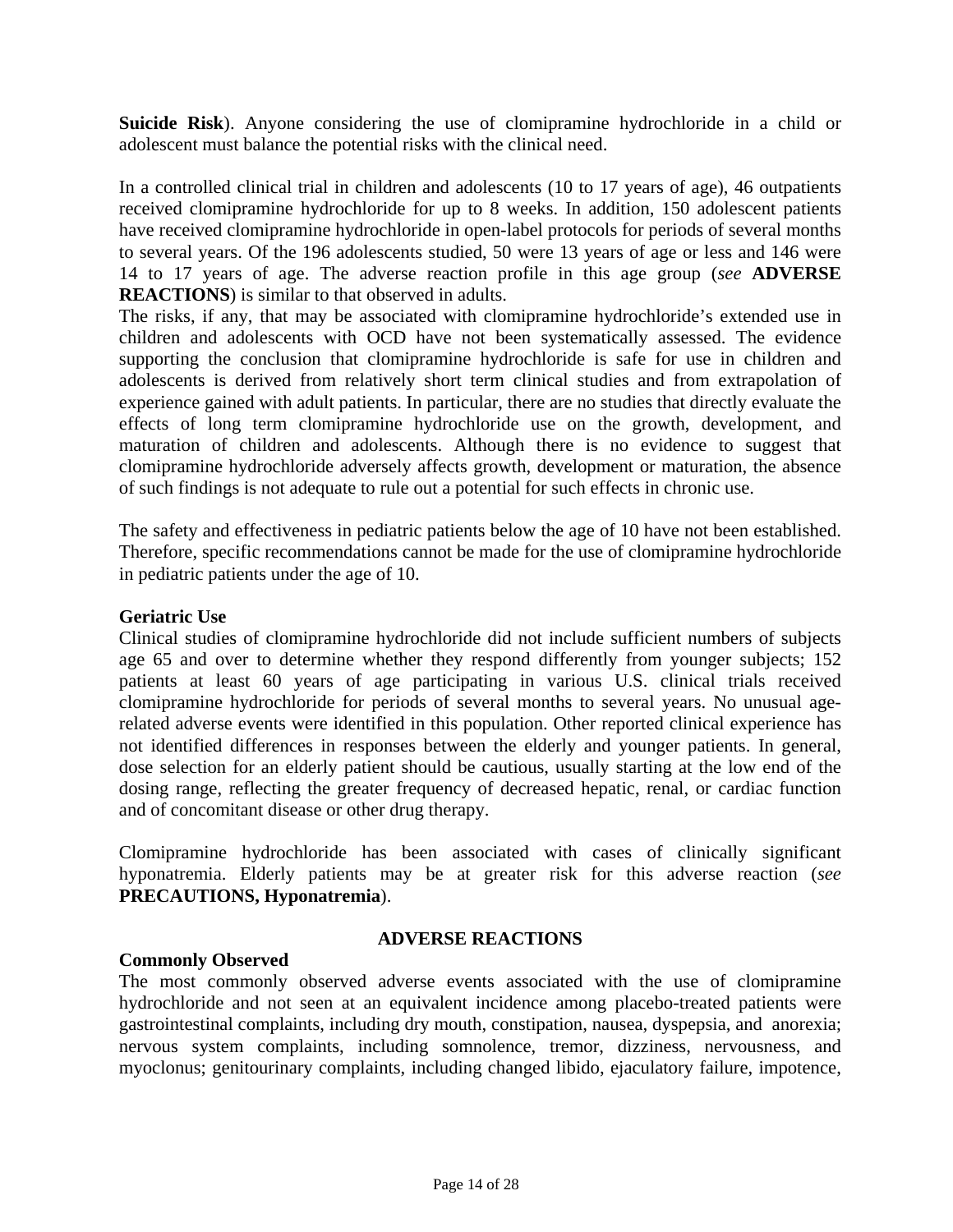**Suicide Risk**). Anyone considering the use of clomipramine hydrochloride in a child or adolescent must balance the potential risks with the clinical need.

In a controlled clinical trial in children and adolescents (10 to 17 years of age), 46 outpatients received clomipramine hydrochloride for up to 8 weeks. In addition, 150 adolescent patients have received clomipramine hydrochloride in open-label protocols for periods of several months to several years. Of the 196 adolescents studied, 50 were 13 years of age or less and 146 were 14 to 17 years of age. The adverse reaction profile in this age group (*see* **ADVERSE REACTIONS**) is similar to that observed in adults.

The risks, if any, that may be associated with clomipramine hydrochloride's extended use in children and adolescents with OCD have not been systematically assessed. The evidence supporting the conclusion that clomipramine hydrochloride is safe for use in children and adolescents is derived from relatively short term clinical studies and from extrapolation of experience gained with adult patients. In particular, there are no studies that directly evaluate the effects of long term clomipramine hydrochloride use on the growth, development, and maturation of children and adolescents. Although there is no evidence to suggest that clomipramine hydrochloride adversely affects growth, development or maturation, the absence of such findings is not adequate to rule out a potential for such effects in chronic use.

The safety and effectiveness in pediatric patients below the age of 10 have not been established. Therefore, specific recommendations cannot be made for the use of clomipramine hydrochloride in pediatric patients under the age of 10.

**Geriatric Use**

Clinical studies of clomipramine hydrochloride did not include sufficient numbers of subjects age 65 and over to determine whether they respond differently from younger subjects; 152 patients at least 60 years of age participating in various U.S. clinical trials received clomipramine hydrochloride for periods of several months to several years. No unusual age-related adverse events were identified in this population. Other reported clinical experience has not identified differences in responses between the elderly and younger patients. In general, dose selection for an elderly patient should be cautious, usually starting at the low end of the dosing range, reflecting the greater frequency of decreased hepatic, renal, or cardiac function and of concomitant disease or other drug therapy.

Clomipramine hydrochloride has been associated with cases of clinically significant hyponatremia. Elderly patients may be at greater risk for this adverse reaction (*see* **PRECAUTIONS, Hyponatremia**).

## ADVERSE REACTIONS

**Commonly Observed**

The most commonly observed adverse events associated with the use of clomipramine hydrochloride and not seen at an equivalent incidence among placebo-treated patients were gastrointestinal complaints, including dry mouth, constipation, nausea, dyspepsia, and anorexia; nervous system complaints, including somnolence, tremor, dizziness, nervousness, and myoclonus; genitourinary complaints, including changed libido, ejaculatory failure, impotence,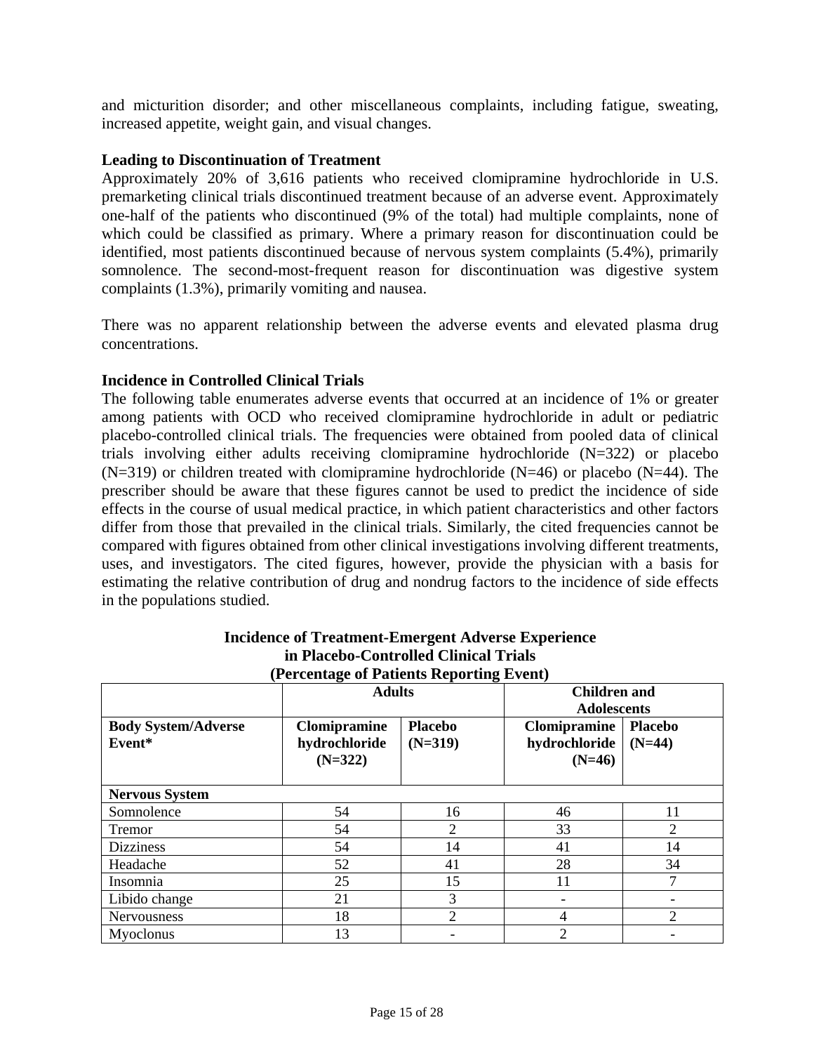and micturition disorder; and other miscellaneous complaints, including fatigue, sweating, increased appetite, weight gain, and visual changes.

**Leading to Discontinuation of Treatment**

Approximately 20% of 3,616 patients who received clomipramine hydrochloride in U.S. premarketing clinical trials discontinued treatment because of an adverse event. Approximately one-half of the patients who discontinued (9% of the total) had multiple complaints, none of which could be classified as primary. Where a primary reason for discontinuation could be identified, most patients discontinued because of nervous system complaints (5.4%), primarily somnolence. The second-most-frequent reason for discontinuation was digestive system complaints (1.3%), primarily vomiting and nausea.

There was no apparent relationship between the adverse events and elevated plasma drug concentrations.

**Incidence in Controlled Clinical Trials**

The following table enumerates adverse events that occurred at an incidence of 1% or greater among patients with OCD who received clomipramine hydrochloride in adult or pediatric placebo-controlled clinical trials. The frequencies were obtained from pooled data of clinical trials involving either adults receiving clomipramine hydrochloride (N=322) or placebo (N=319) or children treated with clomipramine hydrochloride (N=46) or placebo (N=44). The prescriber should be aware that these figures cannot be used to predict the incidence of side effects in the course of usual medical practice, in which patient characteristics and other factors differ from those that prevailed in the clinical trials. Similarly, the cited frequencies cannot be compared with figures obtained from other clinical investigations involving different treatments, uses, and investigators. The cited figures, however, provide the physician with a basis for estimating the relative contribution of drug and nondrug factors to the incidence of side effects in the populations studied.

**Incidence of Treatment-Emergent Adverse Experience in Placebo-Controlled Clinical Trials (Percentage of Patients Reporting Event)**

| | Adults | | Children and Adolescents | |
|---|---|---|---|---|
| **Body System/Adverse Event*** | **Clomipramine hydrochloride (N=322)** | **Placebo (N=319)** | **Clomipramine hydrochloride (N=46)** | **Placebo (N=44)** |
| **Nervous System** | | | | |
| Somnolence | 54 | 16 | 46 | 11 |
| Tremor | 54 | 2 | 33 | 2 |
| Dizziness | 54 | 14 | 41 | 14 |
| Headache | 52 | 41 | 28 | 34 |
| Insomnia | 25 | 15 | 11 | 7 |
| Libido change | 21 | 3 | - | - |
| Nervousness | 18 | 2 | 4 | 2 |
| Myoclonus | 13 | - | 2 | - |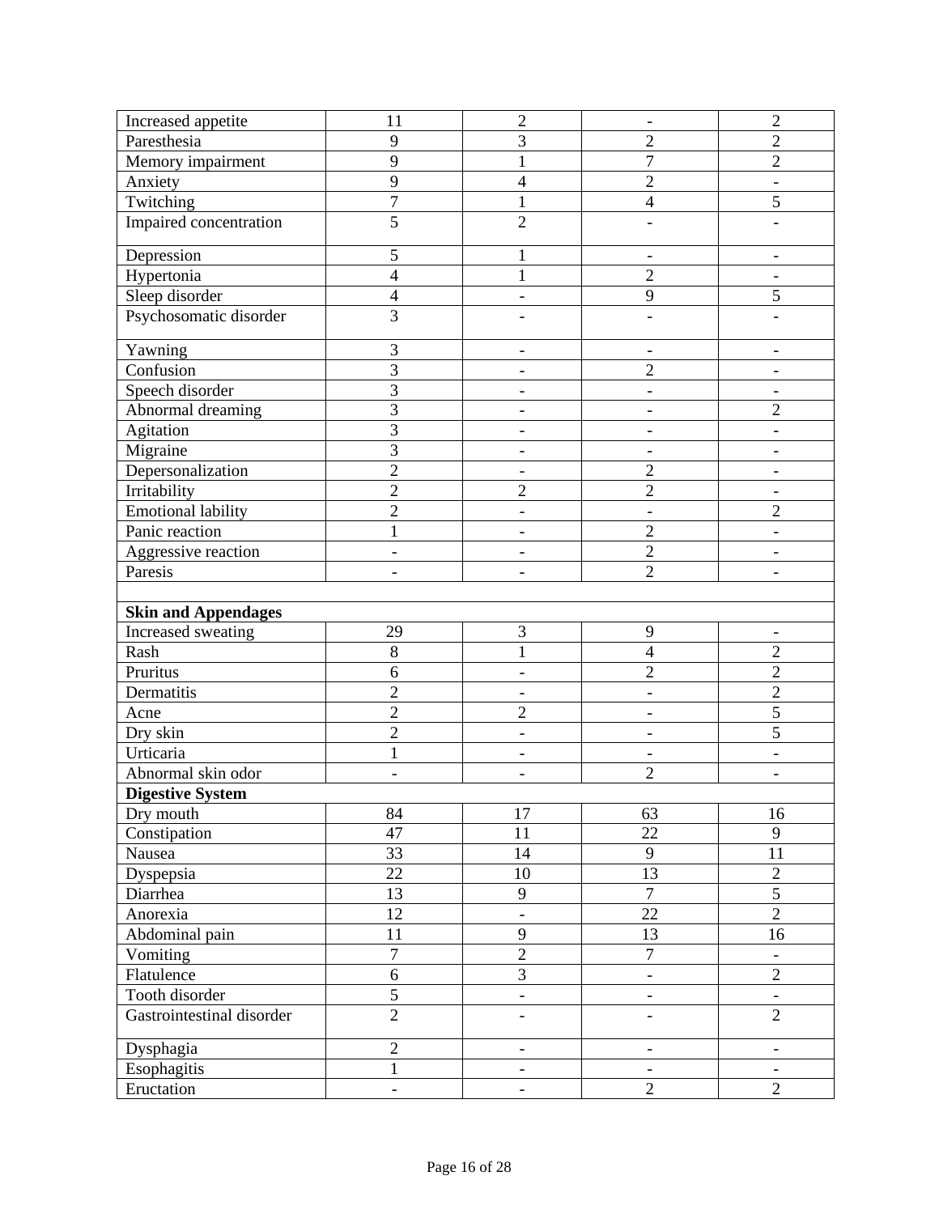| | | | | |
|---|---|---|---|---|
| Increased appetite | 11 | 2 | - | 2 |
| Paresthesia | 9 | 3 | 2 | 2 |
| Memory impairment | 9 | 1 | 7 | 2 |
| Anxiety | 9 | 4 | 2 | - |
| Twitching | 7 | 1 | 4 | 5 |
| Impaired concentration | 5 | 2 | - | - |
| Depression | 5 | 1 | - | - |
| Hypertonia | 4 | 1 | 2 | - |
| Sleep disorder | 4 | - | 9 | 5 |
| Psychosomatic disorder | 3 | - | - | - |
| Yawning | 3 | - | - | - |
| Confusion | 3 | - | 2 | - |
| Speech disorder | 3 | - | - | - |
| Abnormal dreaming | 3 | - | - | 2 |
| Agitation | 3 | - | - | - |
| Migraine | 3 | - | - | - |
| Depersonalization | 2 | - | 2 | - |
| Irritability | 2 | 2 | 2 | - |
| Emotional lability | 2 | - | - | 2 |
| Panic reaction | 1 | - | 2 | - |
| Aggressive reaction | - | - | 2 | - |
| Paresis | - | - | 2 | - |
| | | | | |
| **Skin and Appendages** | | | | |
| Increased sweating | 29 | 3 | 9 | - |
| Rash | 8 | 1 | 4 | 2 |
| Pruritus | 6 | - | 2 | 2 |
| Dermatitis | 2 | - | - | 2 |
| Acne | 2 | 2 | - | 5 |
| Dry skin | 2 | - | - | 5 |
| Urticaria | 1 | - | - | - |
| Abnormal skin odor | - | - | 2 | - |
| **Digestive System** | | | | |
| Dry mouth | 84 | 17 | 63 | 16 |
| Constipation | 47 | 11 | 22 | 9 |
| Nausea | 33 | 14 | 9 | 11 |
| Dyspepsia | 22 | 10 | 13 | 2 |
| Diarrhea | 13 | 9 | 7 | 5 |
| Anorexia | 12 | - | 22 | 2 |
| Abdominal pain | 11 | 9 | 13 | 16 |
| Vomiting | 7 | 2 | 7 | - |
| Flatulence | 6 | 3 | - | 2 |
| Tooth disorder | 5 | - | - | - |
| Gastrointestinal disorder | 2 | - | - | 2 |
| Dysphagia | 2 | - | - | - |
| Esophagitis | 1 | - | - | - |
| Eructation | - | - | 2 | 2 |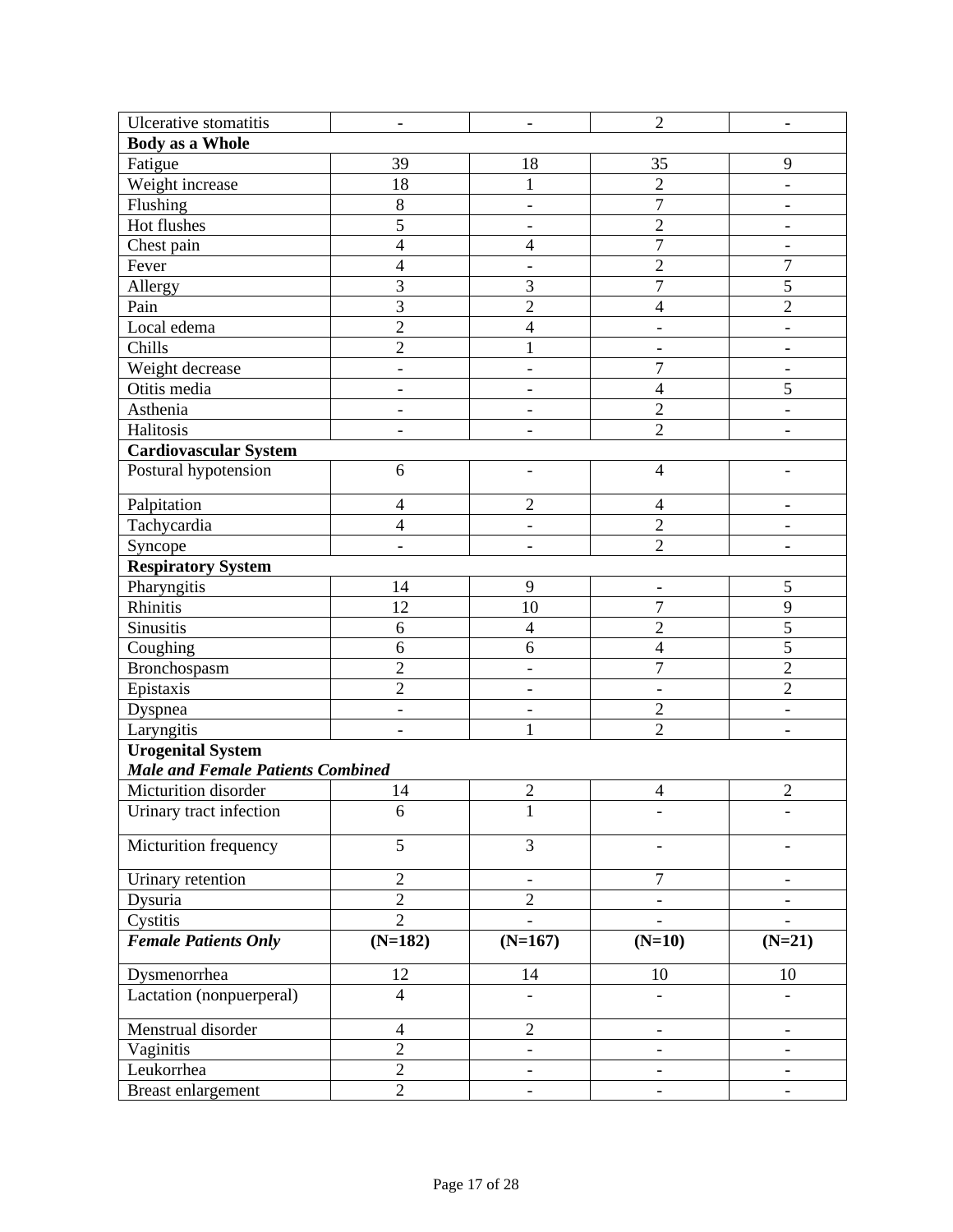| | | | | |
|---|---|---|---|---|
| Ulcerative stomatitis | - | - | 2 | - |
| **Body as a Whole** | | | | |
| Fatigue | 39 | 18 | 35 | 9 |
| Weight increase | 18 | 1 | 2 | - |
| Flushing | 8 | - | 7 | - |
| Hot flushes | 5 | - | 2 | - |
| Chest pain | 4 | 4 | 7 | - |
| Fever | 4 | - | 2 | 7 |
| Allergy | 3 | 3 | 7 | 5 |
| Pain | 3 | 2 | 4 | 2 |
| Local edema | 2 | 4 | - | - |
| Chills | 2 | 1 | - | - |
| Weight decrease | - | - | 7 | - |
| Otitis media | - | - | 4 | 5 |
| Asthenia | - | - | 2 | - |
| Halitosis | - | - | 2 | - |
| **Cardiovascular System** | | | | |
| Postural hypotension | 6 | - | 4 | - |
| Palpitation | 4 | 2 | 4 | - |
| Tachycardia | 4 | - | 2 | - |
| Syncope | - | - | 2 | - |
| **Respiratory System** | | | | |
| Pharyngitis | 14 | 9 | - | 5 |
| Rhinitis | 12 | 10 | 7 | 9 |
| Sinusitis | 6 | 4 | 2 | 5 |
| Coughing | 6 | 6 | 4 | 5 |
| Bronchospasm | 2 | - | 7 | 2 |
| Epistaxis | 2 | - | - | 2 |
| Dyspnea | - | - | 2 | - |
| Laryngitis | - | 1 | 2 | - |
| **Urogenital System** *Male and Female Patients Combined* | | | | |
| Micturition disorder | 14 | 2 | 4 | 2 |
| Urinary tract infection | 6 | 1 | - | - |
| Micturition frequency | 5 | 3 | - | - |
| Urinary retention | 2 | - | 7 | - |
| Dysuria | 2 | 2 | - | - |
| Cystitis | 2 | - | - | - |
| ***Female Patients Only*** | **(N=182)** | **(N=167)** | **(N=10)** | **(N=21)** |
| Dysmenorrhea | 12 | 14 | 10 | 10 |
| Lactation (nonpuerperal) | 4 | - | - | - |
| Menstrual disorder | 4 | 2 | - | - |
| Vaginitis | 2 | - | - | - |
| Leukorrhea | 2 | - | - | - |
| Breast enlargement | 2 | - | - | - |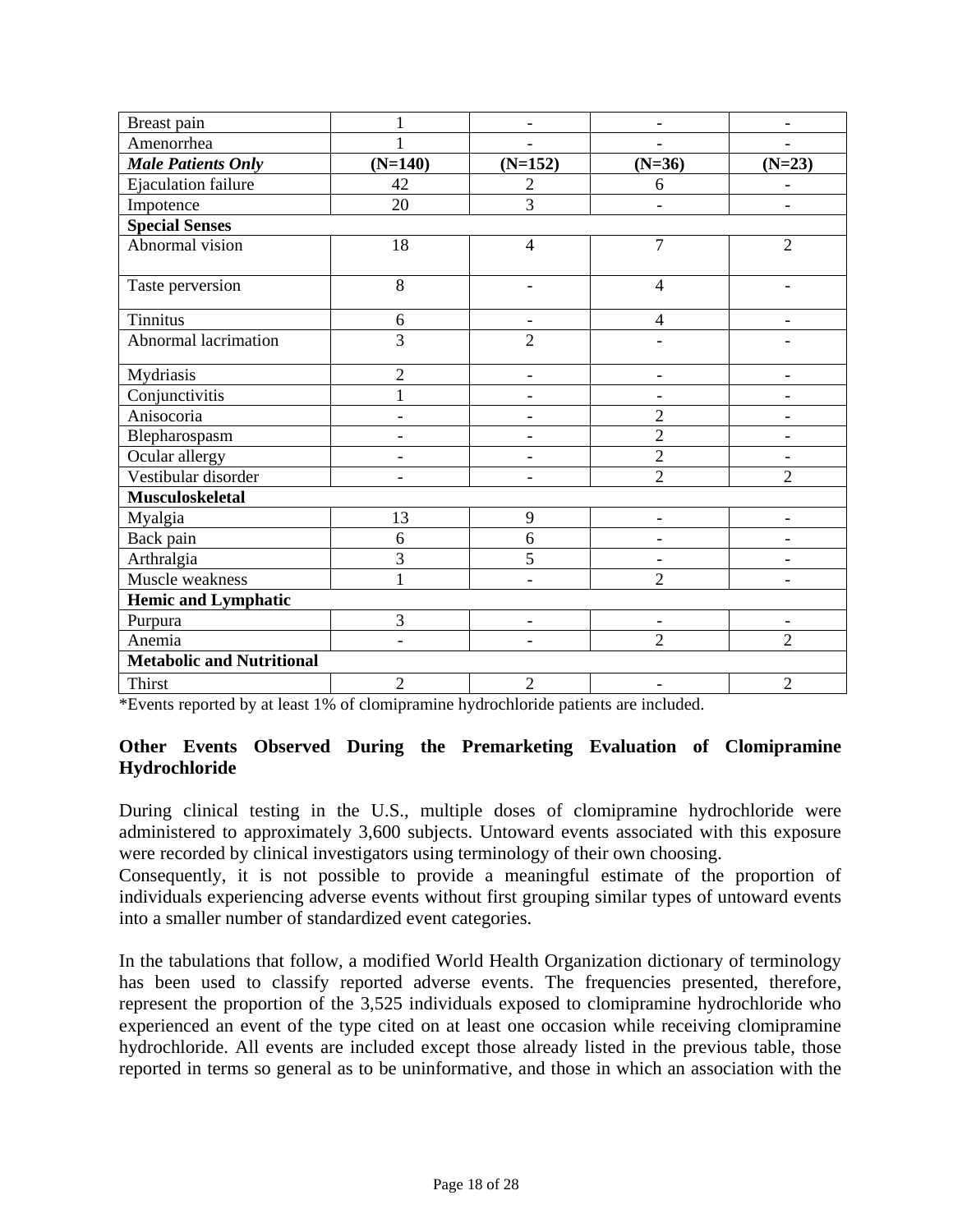| Breast pain | 1 | - | - | - |
| --- | --- | --- | --- | --- |
| Amenorrhea | 1 | - | - | - |
| ***Male Patients Only*** | **(N=140)** | **(N=152)** | **(N=36)** | **(N=23)** |
| Ejaculation failure | 42 | 2 | 6 | - |
| Impotence | 20 | 3 | - | - |
| **Special Senses** | | | | |
| Abnormal vision | 18 | 4 | 7 | 2 |
| Taste perversion | 8 | - | 4 | - |
| Tinnitus | 6 | - | 4 | - |
| Abnormal lacrimation | 3 | 2 | - | - |
| Mydriasis | 2 | - | - | - |
| Conjunctivitis | 1 | - | - | - |
| Anisocoria | - | - | 2 | - |
| Blepharospasm | - | - | 2 | - |
| Ocular allergy | - | - | 2 | - |
| Vestibular disorder | - | - | 2 | 2 |
| **Musculoskeletal** | | | | |
| Myalgia | 13 | 9 | - | - |
| Back pain | 6 | 6 | - | - |
| Arthralgia | 3 | 5 | - | - |
| Muscle weakness | 1 | - | 2 | - |
| **Hemic and Lymphatic** | | | | |
| Purpura | 3 | - | - | - |
| Anemia | - | - | 2 | 2 |
| **Metabolic and Nutritional** | | | | |
| Thirst | 2 | 2 | - | 2 |

*Events reported by at least 1% of clomipramine hydrochloride patients are included.

**Other Events Observed During the Premarketing Evaluation of Clomipramine Hydrochloride**

During clinical testing in the U.S., multiple doses of clomipramine hydrochloride were administered to approximately 3,600 subjects. Untoward events associated with this exposure were recorded by clinical investigators using terminology of their own choosing.
Consequently, it is not possible to provide a meaningful estimate of the proportion of individuals experiencing adverse events without first grouping similar types of untoward events into a smaller number of standardized event categories.

In the tabulations that follow, a modified World Health Organization dictionary of terminology has been used to classify reported adverse events. The frequencies presented, therefore, represent the proportion of the 3,525 individuals exposed to clomipramine hydrochloride who experienced an event of the type cited on at least one occasion while receiving clomipramine hydrochloride. All events are included except those already listed in the previous table, those reported in terms so general as to be uninformative, and those in which an association with the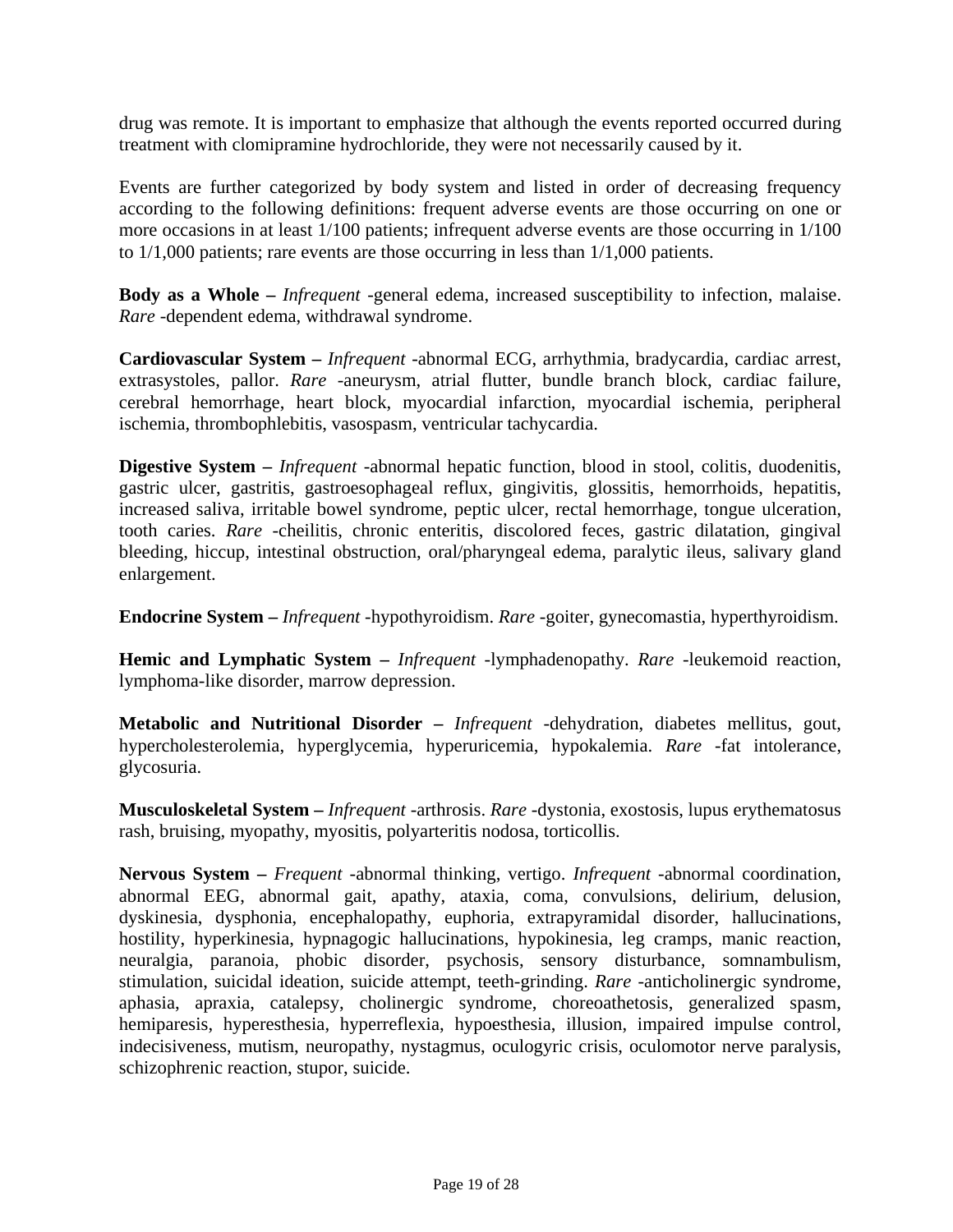drug was remote. It is important to emphasize that although the events reported occurred during treatment with clomipramine hydrochloride, they were not necessarily caused by it.

Events are further categorized by body system and listed in order of decreasing frequency according to the following definitions: frequent adverse events are those occurring on one or more occasions in at least 1/100 patients; infrequent adverse events are those occurring in 1/100 to 1/1,000 patients; rare events are those occurring in less than 1/1,000 patients.

**Body as a Whole –** *Infrequent* -general edema, increased susceptibility to infection, malaise. *Rare* -dependent edema, withdrawal syndrome.

**Cardiovascular System –** *Infrequent* -abnormal ECG, arrhythmia, bradycardia, cardiac arrest, extrasystoles, pallor. *Rare* -aneurysm, atrial flutter, bundle branch block, cardiac failure, cerebral hemorrhage, heart block, myocardial infarction, myocardial ischemia, peripheral ischemia, thrombophlebitis, vasospasm, ventricular tachycardia.

**Digestive System –** *Infrequent* -abnormal hepatic function, blood in stool, colitis, duodenitis, gastric ulcer, gastritis, gastroesophageal reflux, gingivitis, glossitis, hemorrhoids, hepatitis, increased saliva, irritable bowel syndrome, peptic ulcer, rectal hemorrhage, tongue ulceration, tooth caries. *Rare* -cheilitis, chronic enteritis, discolored feces, gastric dilatation, gingival bleeding, hiccup, intestinal obstruction, oral/pharyngeal edema, paralytic ileus, salivary gland enlargement.

**Endocrine System –** *Infrequent* -hypothyroidism. *Rare* -goiter, gynecomastia, hyperthyroidism.

**Hemic and Lymphatic System –** *Infrequent* -lymphadenopathy. *Rare* -leukemoid reaction, lymphoma-like disorder, marrow depression.

**Metabolic and Nutritional Disorder –** *Infrequent* -dehydration, diabetes mellitus, gout, hypercholesterolemia, hyperglycemia, hyperuricemia, hypokalemia. *Rare* -fat intolerance, glycosuria.

**Musculoskeletal System –** *Infrequent* -arthrosis. *Rare* -dystonia, exostosis, lupus erythematosus rash, bruising, myopathy, myositis, polyarteritis nodosa, torticollis.

**Nervous System –** *Frequent* -abnormal thinking, vertigo. *Infrequent* -abnormal coordination, abnormal EEG, abnormal gait, apathy, ataxia, coma, convulsions, delirium, delusion, dyskinesia, dysphonia, encephalopathy, euphoria, extrapyramidal disorder, hallucinations, hostility, hyperkinesia, hypnagogic hallucinations, hypokinesia, leg cramps, manic reaction, neuralgia, paranoia, phobic disorder, psychosis, sensory disturbance, somnambulism, stimulation, suicidal ideation, suicide attempt, teeth-grinding. *Rare* -anticholinergic syndrome, aphasia, apraxia, catalepsy, cholinergic syndrome, choreoathetosis, generalized spasm, hemiparesis, hyperesthesia, hyperreflexia, hypoesthesia, illusion, impaired impulse control, indecisiveness, mutism, neuropathy, nystagmus, oculogyric crisis, oculomotor nerve paralysis, schizophrenic reaction, stupor, suicide.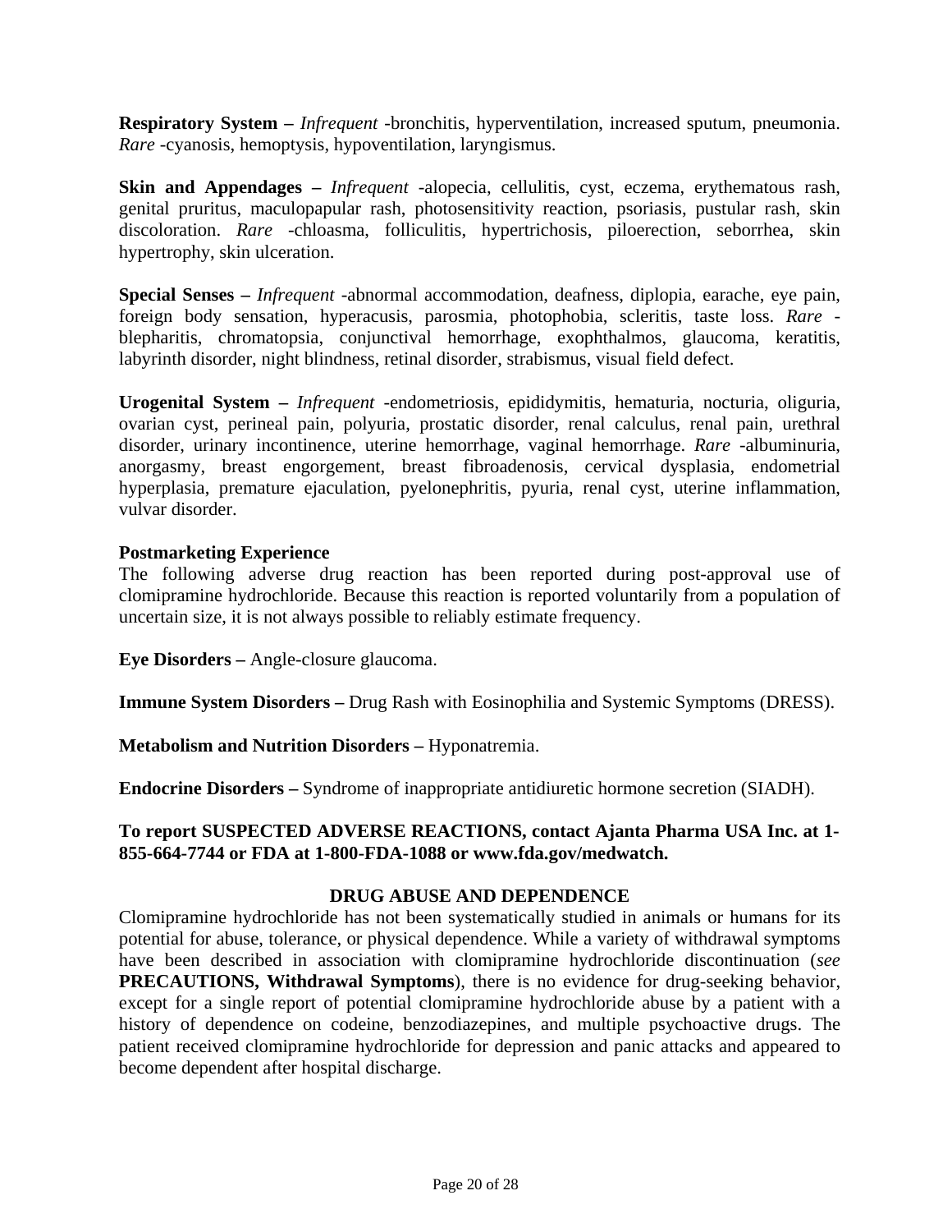**Respiratory System –** *Infrequent* -bronchitis, hyperventilation, increased sputum, pneumonia. *Rare* -cyanosis, hemoptysis, hypoventilation, laryngismus.

**Skin and Appendages –** *Infrequent* -alopecia, cellulitis, cyst, eczema, erythematous rash, genital pruritus, maculopapular rash, photosensitivity reaction, psoriasis, pustular rash, skin discoloration. *Rare* -chloasma, folliculitis, hypertrichosis, piloerection, seborrhea, skin hypertrophy, skin ulceration.

**Special Senses –** *Infrequent* -abnormal accommodation, deafness, diplopia, earache, eye pain, foreign body sensation, hyperacusis, parosmia, photophobia, scleritis, taste loss. *Rare* -blepharitis, chromatopsia, conjunctival hemorrhage, exophthalmos, glaucoma, keratitis, labyrinth disorder, night blindness, retinal disorder, strabismus, visual field defect.

**Urogenital System –** *Infrequent* -endometriosis, epididymitis, hematuria, nocturia, oliguria, ovarian cyst, perineal pain, polyuria, prostatic disorder, renal calculus, renal pain, urethral disorder, urinary incontinence, uterine hemorrhage, vaginal hemorrhage. *Rare* -albuminuria, anorgasmy, breast engorgement, breast fibroadenosis, cervical dysplasia, endometrial hyperplasia, premature ejaculation, pyelonephritis, pyuria, renal cyst, uterine inflammation, vulvar disorder.

**Postmarketing Experience**

The following adverse drug reaction has been reported during post-approval use of clomipramine hydrochloride. Because this reaction is reported voluntarily from a population of uncertain size, it is not always possible to reliably estimate frequency.

**Eye Disorders –** Angle-closure glaucoma.

**Immune System Disorders –** Drug Rash with Eosinophilia and Systemic Symptoms (DRESS).

**Metabolism and Nutrition Disorders –** Hyponatremia.

**Endocrine Disorders –** Syndrome of inappropriate antidiuretic hormone secretion (SIADH).

**To report SUSPECTED ADVERSE REACTIONS, contact Ajanta Pharma USA Inc. at 1-855-664-7744 or FDA at 1-800-FDA-1088 or www.fda.gov/medwatch.**

## DRUG ABUSE AND DEPENDENCE

Clomipramine hydrochloride has not been systematically studied in animals or humans for its potential for abuse, tolerance, or physical dependence. While a variety of withdrawal symptoms have been described in association with clomipramine hydrochloride discontinuation (*see* **PRECAUTIONS, Withdrawal Symptoms**), there is no evidence for drug-seeking behavior, except for a single report of potential clomipramine hydrochloride abuse by a patient with a history of dependence on codeine, benzodiazepines, and multiple psychoactive drugs. The patient received clomipramine hydrochloride for depression and panic attacks and appeared to become dependent after hospital discharge.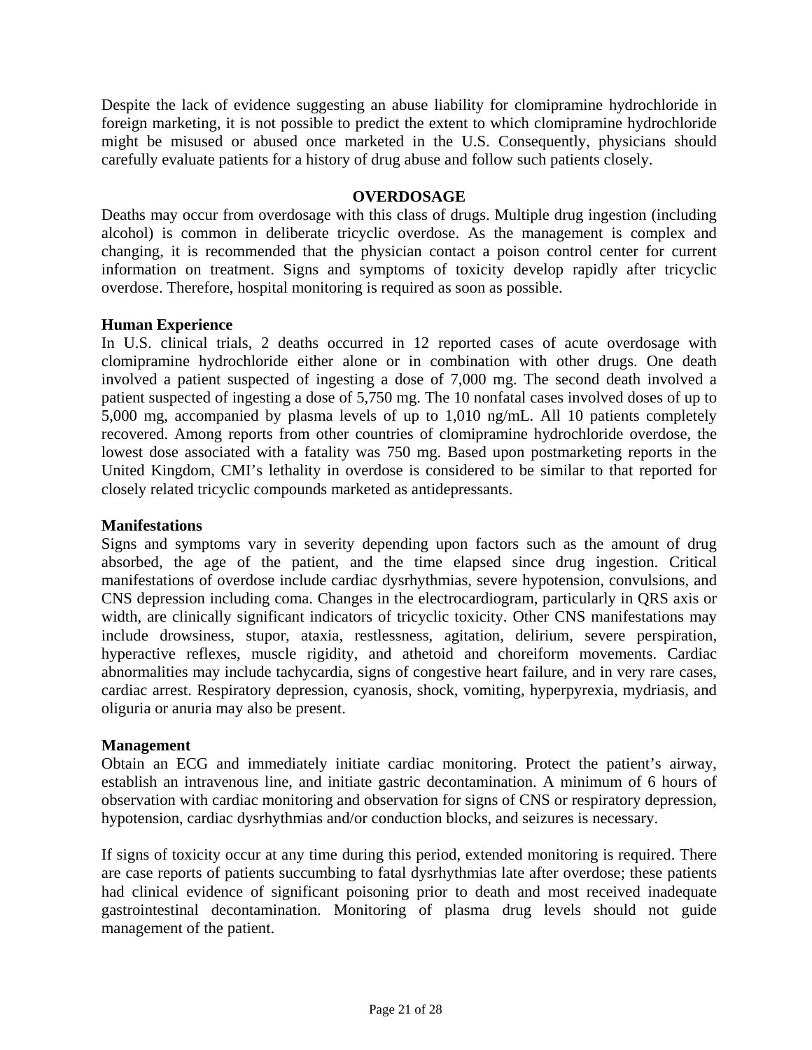Despite the lack of evidence suggesting an abuse liability for clomipramine hydrochloride in foreign marketing, it is not possible to predict the extent to which clomipramine hydrochloride might be misused or abused once marketed in the U.S. Consequently, physicians should carefully evaluate patients for a history of drug abuse and follow such patients closely.

## OVERDOSAGE

Deaths may occur from overdosage with this class of drugs. Multiple drug ingestion (including alcohol) is common in deliberate tricyclic overdose. As the management is complex and changing, it is recommended that the physician contact a poison control center for current information on treatment. Signs and symptoms of toxicity develop rapidly after tricyclic overdose. Therefore, hospital monitoring is required as soon as possible.

### Human Experience

In U.S. clinical trials, 2 deaths occurred in 12 reported cases of acute overdosage with clomipramine hydrochloride either alone or in combination with other drugs. One death involved a patient suspected of ingesting a dose of 7,000 mg. The second death involved a patient suspected of ingesting a dose of 5,750 mg. The 10 nonfatal cases involved doses of up to 5,000 mg, accompanied by plasma levels of up to 1,010 ng/mL. All 10 patients completely recovered. Among reports from other countries of clomipramine hydrochloride overdose, the lowest dose associated with a fatality was 750 mg. Based upon postmarketing reports in the United Kingdom, CMI's lethality in overdose is considered to be similar to that reported for closely related tricyclic compounds marketed as antidepressants.

### Manifestations

Signs and symptoms vary in severity depending upon factors such as the amount of drug absorbed, the age of the patient, and the time elapsed since drug ingestion. Critical manifestations of overdose include cardiac dysrhythmias, severe hypotension, convulsions, and CNS depression including coma. Changes in the electrocardiogram, particularly in QRS axis or width, are clinically significant indicators of tricyclic toxicity. Other CNS manifestations may include drowsiness, stupor, ataxia, restlessness, agitation, delirium, severe perspiration, hyperactive reflexes, muscle rigidity, and athetoid and choreiform movements. Cardiac abnormalities may include tachycardia, signs of congestive heart failure, and in very rare cases, cardiac arrest. Respiratory depression, cyanosis, shock, vomiting, hyperpyrexia, mydriasis, and oliguria or anuria may also be present.

### Management

Obtain an ECG and immediately initiate cardiac monitoring. Protect the patient's airway, establish an intravenous line, and initiate gastric decontamination. A minimum of 6 hours of observation with cardiac monitoring and observation for signs of CNS or respiratory depression, hypotension, cardiac dysrhythmias and/or conduction blocks, and seizures is necessary.

If signs of toxicity occur at any time during this period, extended monitoring is required. There are case reports of patients succumbing to fatal dysrhythmias late after overdose; these patients had clinical evidence of significant poisoning prior to death and most received inadequate gastrointestinal decontamination. Monitoring of plasma drug levels should not guide management of the patient.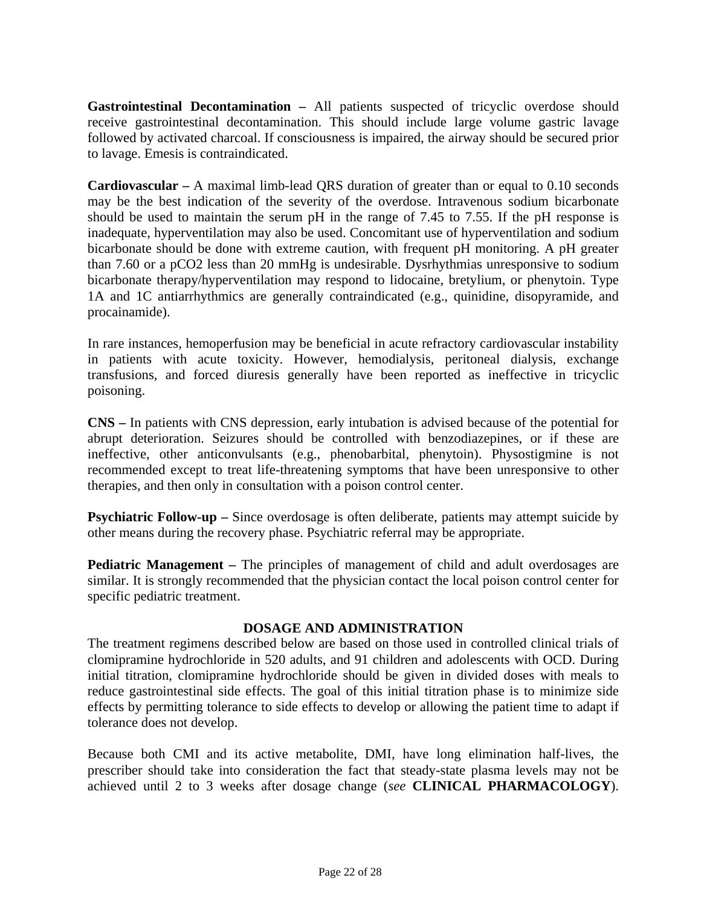**Gastrointestinal Decontamination –** All patients suspected of tricyclic overdose should receive gastrointestinal decontamination. This should include large volume gastric lavage followed by activated charcoal. If consciousness is impaired, the airway should be secured prior to lavage. Emesis is contraindicated.

**Cardiovascular –** A maximal limb-lead QRS duration of greater than or equal to 0.10 seconds may be the best indication of the severity of the overdose. Intravenous sodium bicarbonate should be used to maintain the serum pH in the range of 7.45 to 7.55. If the pH response is inadequate, hyperventilation may also be used. Concomitant use of hyperventilation and sodium bicarbonate should be done with extreme caution, with frequent pH monitoring. A pH greater than 7.60 or a pCO2 less than 20 mmHg is undesirable. Dysrhythmias unresponsive to sodium bicarbonate therapy/hyperventilation may respond to lidocaine, bretylium, or phenytoin. Type 1A and 1C antiarrhythmics are generally contraindicated (e.g., quinidine, disopyramide, and procainamide).

In rare instances, hemoperfusion may be beneficial in acute refractory cardiovascular instability in patients with acute toxicity. However, hemodialysis, peritoneal dialysis, exchange transfusions, and forced diuresis generally have been reported as ineffective in tricyclic poisoning.

**CNS –** In patients with CNS depression, early intubation is advised because of the potential for abrupt deterioration. Seizures should be controlled with benzodiazepines, or if these are ineffective, other anticonvulsants (e.g., phenobarbital, phenytoin). Physostigmine is not recommended except to treat life-threatening symptoms that have been unresponsive to other therapies, and then only in consultation with a poison control center.

**Psychiatric Follow-up –** Since overdosage is often deliberate, patients may attempt suicide by other means during the recovery phase. Psychiatric referral may be appropriate.

**Pediatric Management –** The principles of management of child and adult overdosages are similar. It is strongly recommended that the physician contact the local poison control center for specific pediatric treatment.

## DOSAGE AND ADMINISTRATION

The treatment regimens described below are based on those used in controlled clinical trials of clomipramine hydrochloride in 520 adults, and 91 children and adolescents with OCD. During initial titration, clomipramine hydrochloride should be given in divided doses with meals to reduce gastrointestinal side effects. The goal of this initial titration phase is to minimize side effects by permitting tolerance to side effects to develop or allowing the patient time to adapt if tolerance does not develop.

Because both CMI and its active metabolite, DMI, have long elimination half-lives, the prescriber should take into consideration the fact that steady-state plasma levels may not be achieved until 2 to 3 weeks after dosage change (*see* **CLINICAL PHARMACOLOGY**).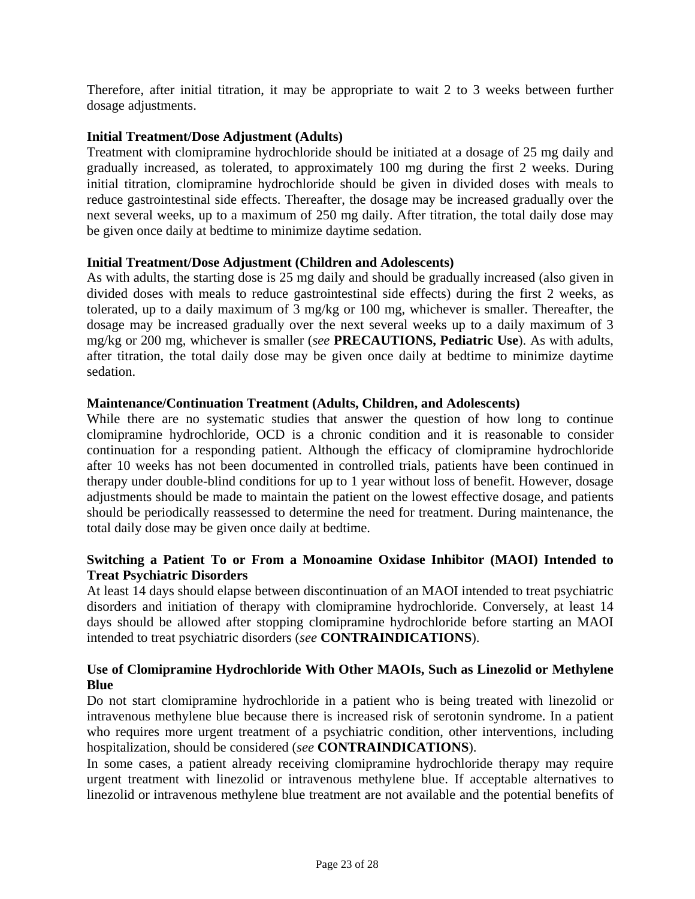Therefore, after initial titration, it may be appropriate to wait 2 to 3 weeks between further dosage adjustments.

**Initial Treatment/Dose Adjustment (Adults)**

Treatment with clomipramine hydrochloride should be initiated at a dosage of 25 mg daily and gradually increased, as tolerated, to approximately 100 mg during the first 2 weeks. During initial titration, clomipramine hydrochloride should be given in divided doses with meals to reduce gastrointestinal side effects. Thereafter, the dosage may be increased gradually over the next several weeks, up to a maximum of 250 mg daily. After titration, the total daily dose may be given once daily at bedtime to minimize daytime sedation.

**Initial Treatment/Dose Adjustment (Children and Adolescents)**

As with adults, the starting dose is 25 mg daily and should be gradually increased (also given in divided doses with meals to reduce gastrointestinal side effects) during the first 2 weeks, as tolerated, up to a daily maximum of 3 mg/kg or 100 mg, whichever is smaller. Thereafter, the dosage may be increased gradually over the next several weeks up to a daily maximum of 3 mg/kg or 200 mg, whichever is smaller (*see* **PRECAUTIONS, Pediatric Use**). As with adults, after titration, the total daily dose may be given once daily at bedtime to minimize daytime sedation.

**Maintenance/Continuation Treatment (Adults, Children, and Adolescents)**

While there are no systematic studies that answer the question of how long to continue clomipramine hydrochloride, OCD is a chronic condition and it is reasonable to consider continuation for a responding patient. Although the efficacy of clomipramine hydrochloride after 10 weeks has not been documented in controlled trials, patients have been continued in therapy under double-blind conditions for up to 1 year without loss of benefit. However, dosage adjustments should be made to maintain the patient on the lowest effective dosage, and patients should be periodically reassessed to determine the need for treatment. During maintenance, the total daily dose may be given once daily at bedtime.

**Switching a Patient To or From a Monoamine Oxidase Inhibitor (MAOI) Intended to Treat Psychiatric Disorders**

At least 14 days should elapse between discontinuation of an MAOI intended to treat psychiatric disorders and initiation of therapy with clomipramine hydrochloride. Conversely, at least 14 days should be allowed after stopping clomipramine hydrochloride before starting an MAOI intended to treat psychiatric disorders (*see* **CONTRAINDICATIONS**).

**Use of Clomipramine Hydrochloride With Other MAOIs, Such as Linezolid or Methylene Blue**

Do not start clomipramine hydrochloride in a patient who is being treated with linezolid or intravenous methylene blue because there is increased risk of serotonin syndrome. In a patient who requires more urgent treatment of a psychiatric condition, other interventions, including hospitalization, should be considered (*see* **CONTRAINDICATIONS**).

In some cases, a patient already receiving clomipramine hydrochloride therapy may require urgent treatment with linezolid or intravenous methylene blue. If acceptable alternatives to linezolid or intravenous methylene blue treatment are not available and the potential benefits of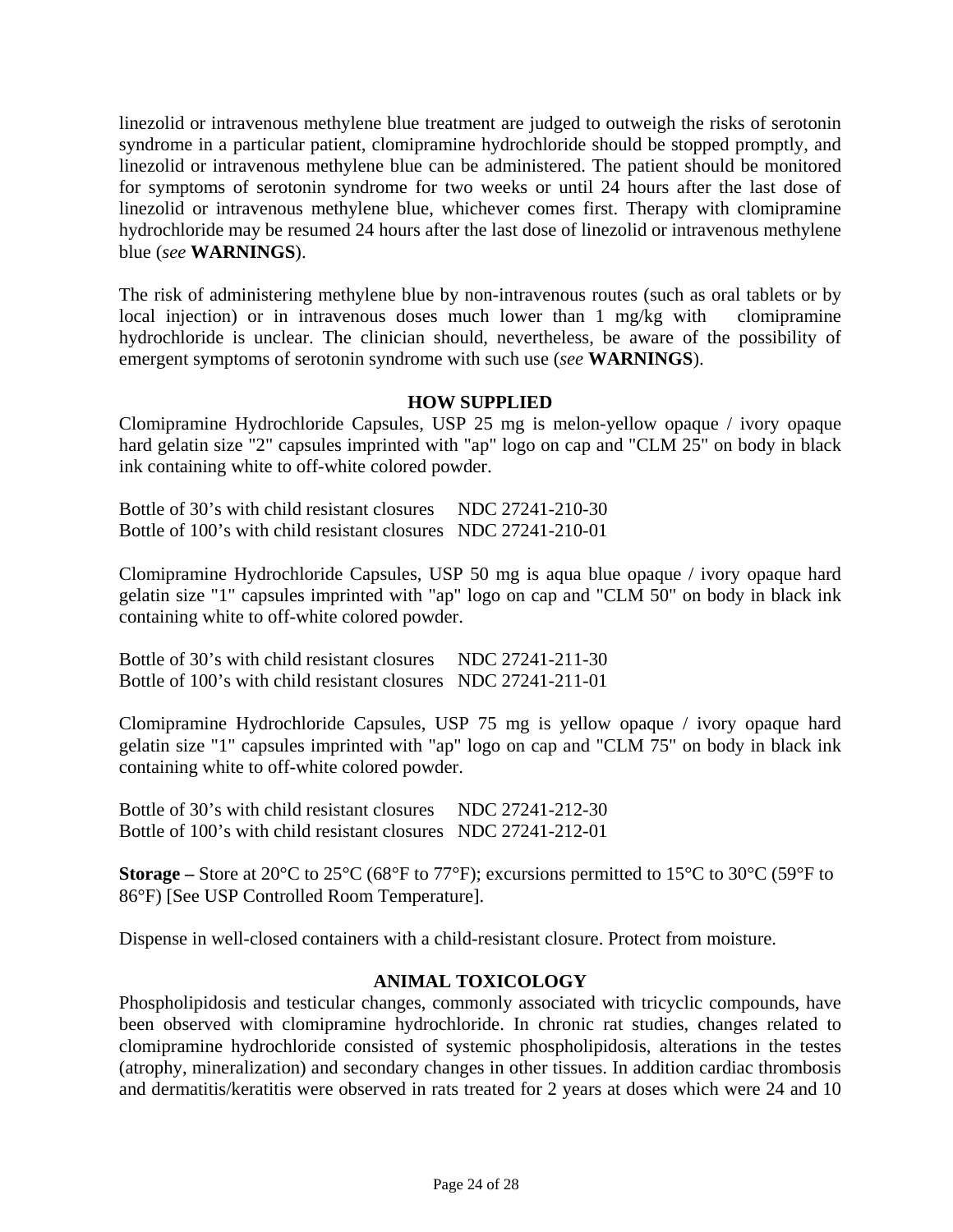linezolid or intravenous methylene blue treatment are judged to outweigh the risks of serotonin syndrome in a particular patient, clomipramine hydrochloride should be stopped promptly, and linezolid or intravenous methylene blue can be administered. The patient should be monitored for symptoms of serotonin syndrome for two weeks or until 24 hours after the last dose of linezolid or intravenous methylene blue, whichever comes first. Therapy with clomipramine hydrochloride may be resumed 24 hours after the last dose of linezolid or intravenous methylene blue (*see* **WARNINGS**).

The risk of administering methylene blue by non-intravenous routes (such as oral tablets or by local injection) or in intravenous doses much lower than 1 mg/kg with clomipramine hydrochloride is unclear. The clinician should, nevertheless, be aware of the possibility of emergent symptoms of serotonin syndrome with such use (*see* **WARNINGS**).

## HOW SUPPLIED

Clomipramine Hydrochloride Capsules, USP 25 mg is melon-yellow opaque / ivory opaque hard gelatin size "2" capsules imprinted with "ap" logo on cap and "CLM 25" on body in black ink containing white to off-white colored powder.

Bottle of 30's with child resistant closures NDC 27241-210-30
Bottle of 100's with child resistant closures NDC 27241-210-01

Clomipramine Hydrochloride Capsules, USP 50 mg is aqua blue opaque / ivory opaque hard gelatin size "1" capsules imprinted with "ap" logo on cap and "CLM 50" on body in black ink containing white to off-white colored powder.

Bottle of 30's with child resistant closures NDC 27241-211-30
Bottle of 100's with child resistant closures NDC 27241-211-01

Clomipramine Hydrochloride Capsules, USP 75 mg is yellow opaque / ivory opaque hard gelatin size "1" capsules imprinted with "ap" logo on cap and "CLM 75" on body in black ink containing white to off-white colored powder.

Bottle of 30's with child resistant closures NDC 27241-212-30
Bottle of 100's with child resistant closures NDC 27241-212-01

**Storage –** Store at 20°C to 25°C (68°F to 77°F); excursions permitted to 15°C to 30°C (59°F to 86°F) [See USP Controlled Room Temperature].

Dispense in well-closed containers with a child-resistant closure. Protect from moisture.

## ANIMAL TOXICOLOGY

Phospholipidosis and testicular changes, commonly associated with tricyclic compounds, have been observed with clomipramine hydrochloride. In chronic rat studies, changes related to clomipramine hydrochloride consisted of systemic phospholipidosis, alterations in the testes (atrophy, mineralization) and secondary changes in other tissues. In addition cardiac thrombosis and dermatitis/keratitis were observed in rats treated for 2 years at doses which were 24 and 10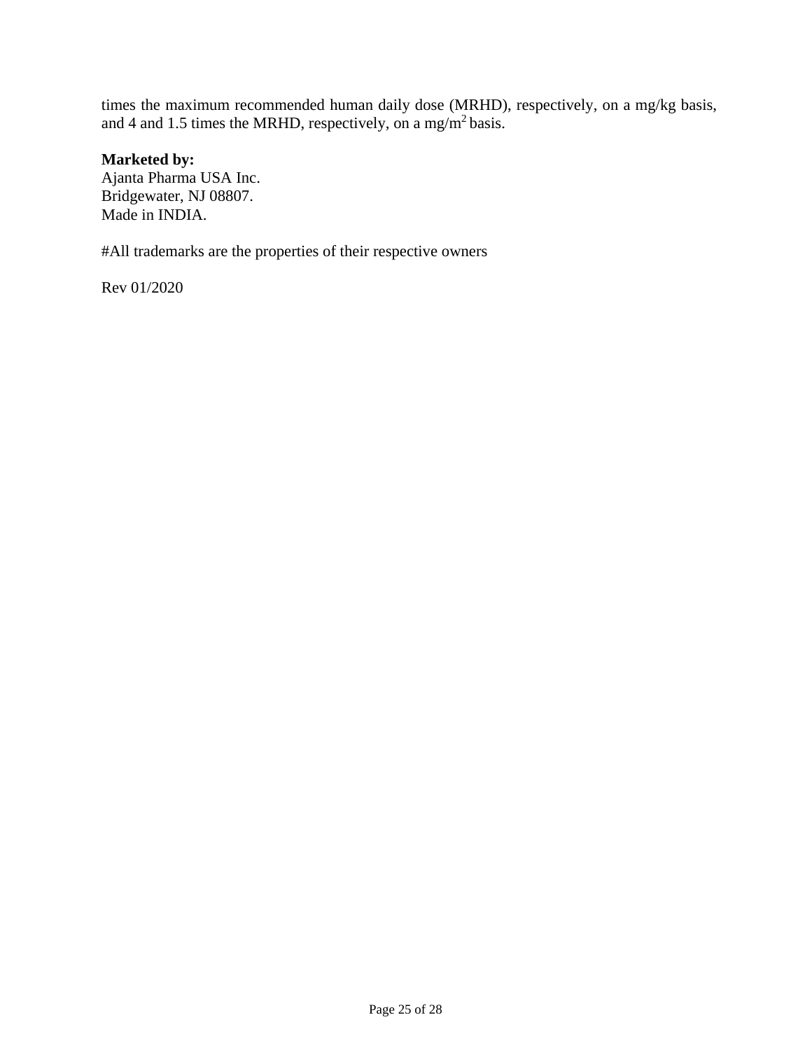times the maximum recommended human daily dose (MRHD), respectively, on a mg/kg basis, and 4 and 1.5 times the MRHD, respectively, on a $mg/m^2$ basis.

**Marketed by:**
Ajanta Pharma USA Inc.
Bridgewater, NJ 08807.
Made in INDIA.

#All trademarks are the properties of their respective owners

Rev 01/2020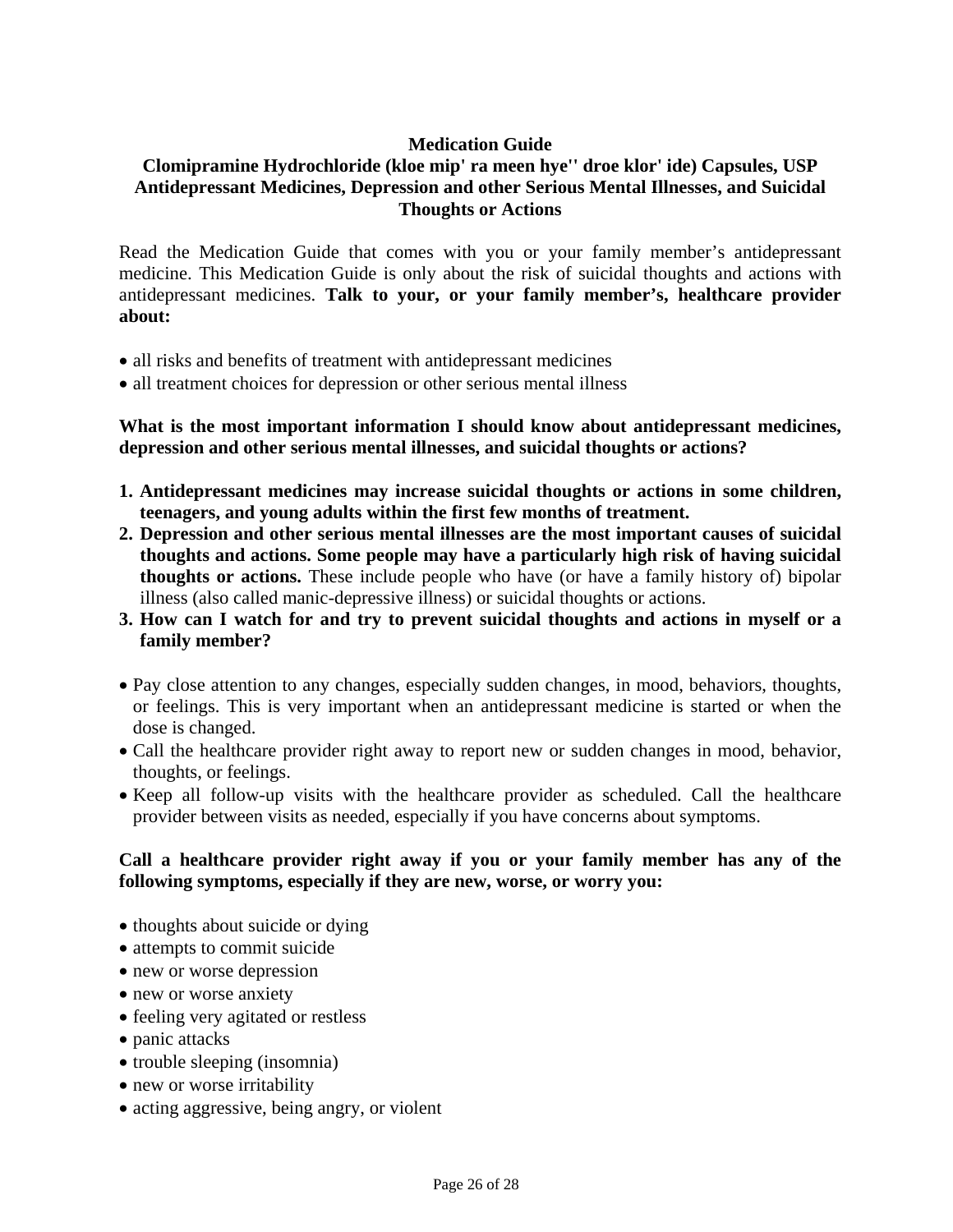**Medication Guide**

**Clomipramine Hydrochloride (kloe mip' ra meen hye'' droe klor' ide) Capsules, USP**

**Antidepressant Medicines, Depression and other Serious Mental Illnesses, and Suicidal Thoughts or Actions**

Read the Medication Guide that comes with you or your family member's antidepressant medicine. This Medication Guide is only about the risk of suicidal thoughts and actions with antidepressant medicines. **Talk to your, or your family member's, healthcare provider about:**

- all risks and benefits of treatment with antidepressant medicines
- all treatment choices for depression or other serious mental illness

**What is the most important information I should know about antidepressant medicines, depression and other serious mental illnesses, and suicidal thoughts or actions?**

1. **Antidepressant medicines may increase suicidal thoughts or actions in some children, teenagers, and young adults within the first few months of treatment.**
2. **Depression and other serious mental illnesses are the most important causes of suicidal thoughts and actions. Some people may have a particularly high risk of having suicidal thoughts or actions.** These include people who have (or have a family history of) bipolar illness (also called manic-depressive illness) or suicidal thoughts or actions.
3. **How can I watch for and try to prevent suicidal thoughts and actions in myself or a family member?**

- Pay close attention to any changes, especially sudden changes, in mood, behaviors, thoughts, or feelings. This is very important when an antidepressant medicine is started or when the dose is changed.
- Call the healthcare provider right away to report new or sudden changes in mood, behavior, thoughts, or feelings.
- Keep all follow-up visits with the healthcare provider as scheduled. Call the healthcare provider between visits as needed, especially if you have concerns about symptoms.

**Call a healthcare provider right away if you or your family member has any of the following symptoms, especially if they are new, worse, or worry you:**

- thoughts about suicide or dying
- attempts to commit suicide
- new or worse depression
- new or worse anxiety
- feeling very agitated or restless
- panic attacks
- trouble sleeping (insomnia)
- new or worse irritability
- acting aggressive, being angry, or violent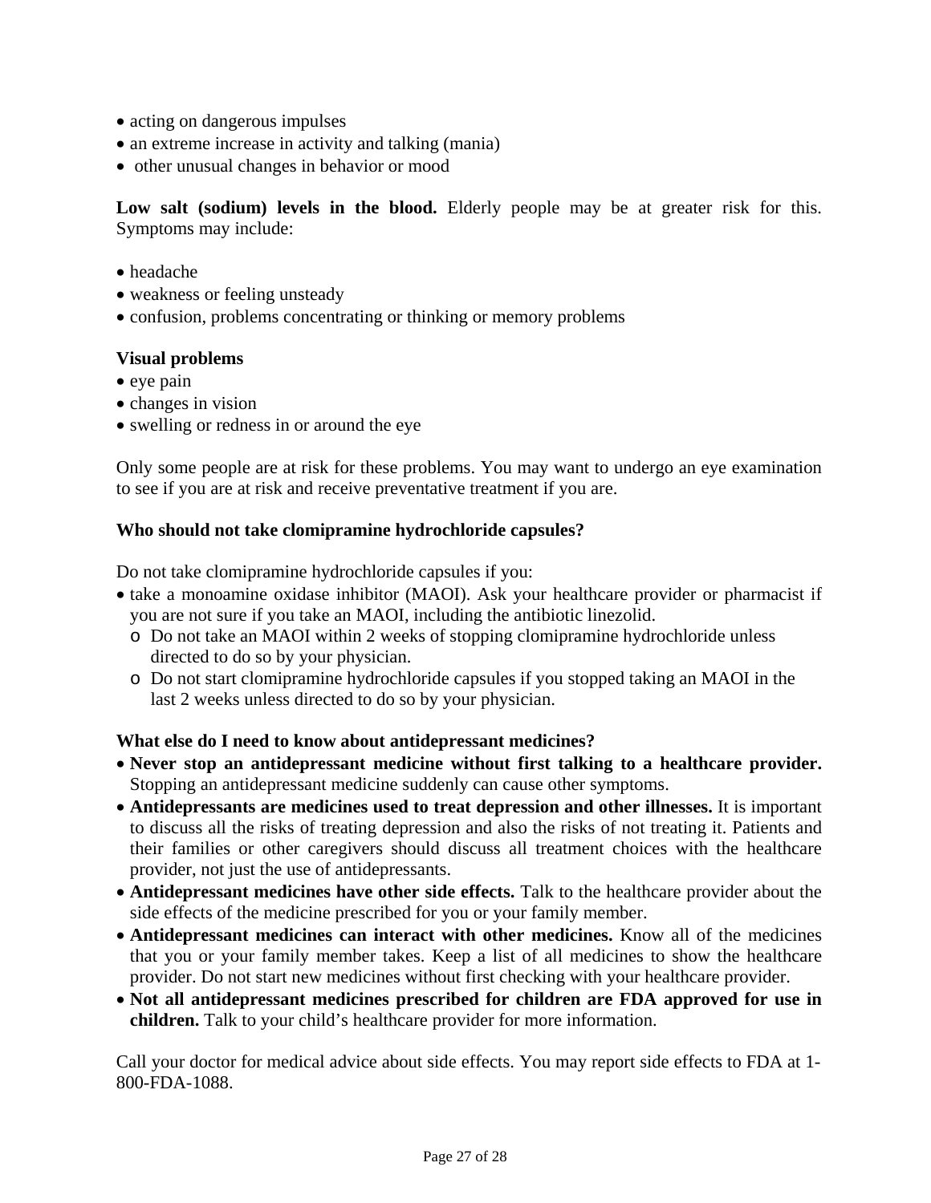- acting on dangerous impulses
- an extreme increase in activity and talking (mania)
- other unusual changes in behavior or mood

**Low salt (sodium) levels in the blood.** Elderly people may be at greater risk for this. Symptoms may include:

- headache
- weakness or feeling unsteady
- confusion, problems concentrating or thinking or memory problems

**Visual problems**

- eye pain
- changes in vision
- swelling or redness in or around the eye

Only some people are at risk for these problems. You may want to undergo an eye examination to see if you are at risk and receive preventative treatment if you are.

**Who should not take clomipramine hydrochloride capsules?**

Do not take clomipramine hydrochloride capsules if you:

- take a monoamine oxidase inhibitor (MAOI). Ask your healthcare provider or pharmacist if you are not sure if you take an MAOI, including the antibiotic linezolid.
  - Do not take an MAOI within 2 weeks of stopping clomipramine hydrochloride unless directed to do so by your physician.
  - Do not start clomipramine hydrochloride capsules if you stopped taking an MAOI in the last 2 weeks unless directed to do so by your physician.

**What else do I need to know about antidepressant medicines?**

- **Never stop an antidepressant medicine without first talking to a healthcare provider.** Stopping an antidepressant medicine suddenly can cause other symptoms.
- **Antidepressants are medicines used to treat depression and other illnesses.** It is important to discuss all the risks of treating depression and also the risks of not treating it. Patients and their families or other caregivers should discuss all treatment choices with the healthcare provider, not just the use of antidepressants.
- **Antidepressant medicines have other side effects.** Talk to the healthcare provider about the side effects of the medicine prescribed for you or your family member.
- **Antidepressant medicines can interact with other medicines.** Know all of the medicines that you or your family member takes. Keep a list of all medicines to show the healthcare provider. Do not start new medicines without first checking with your healthcare provider.
- **Not all antidepressant medicines prescribed for children are FDA approved for use in children.** Talk to your child's healthcare provider for more information.

Call your doctor for medical advice about side effects. You may report side effects to FDA at 1-800-FDA-1088.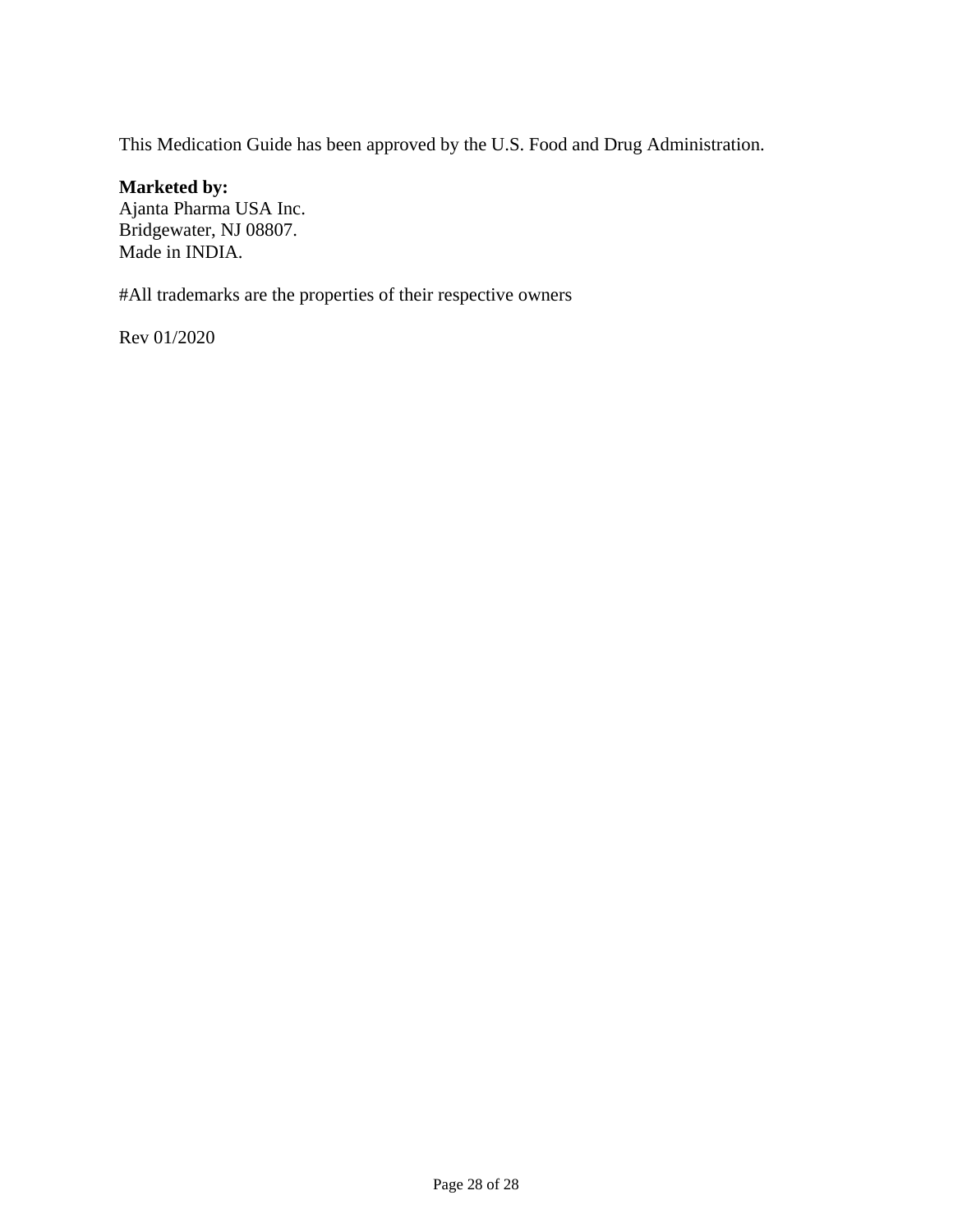This Medication Guide has been approved by the U.S. Food and Drug Administration.

**Marketed by:**
Ajanta Pharma USA Inc.
Bridgewater, NJ 08807.
Made in INDIA.

#All trademarks are the properties of their respective owners

Rev 01/2020